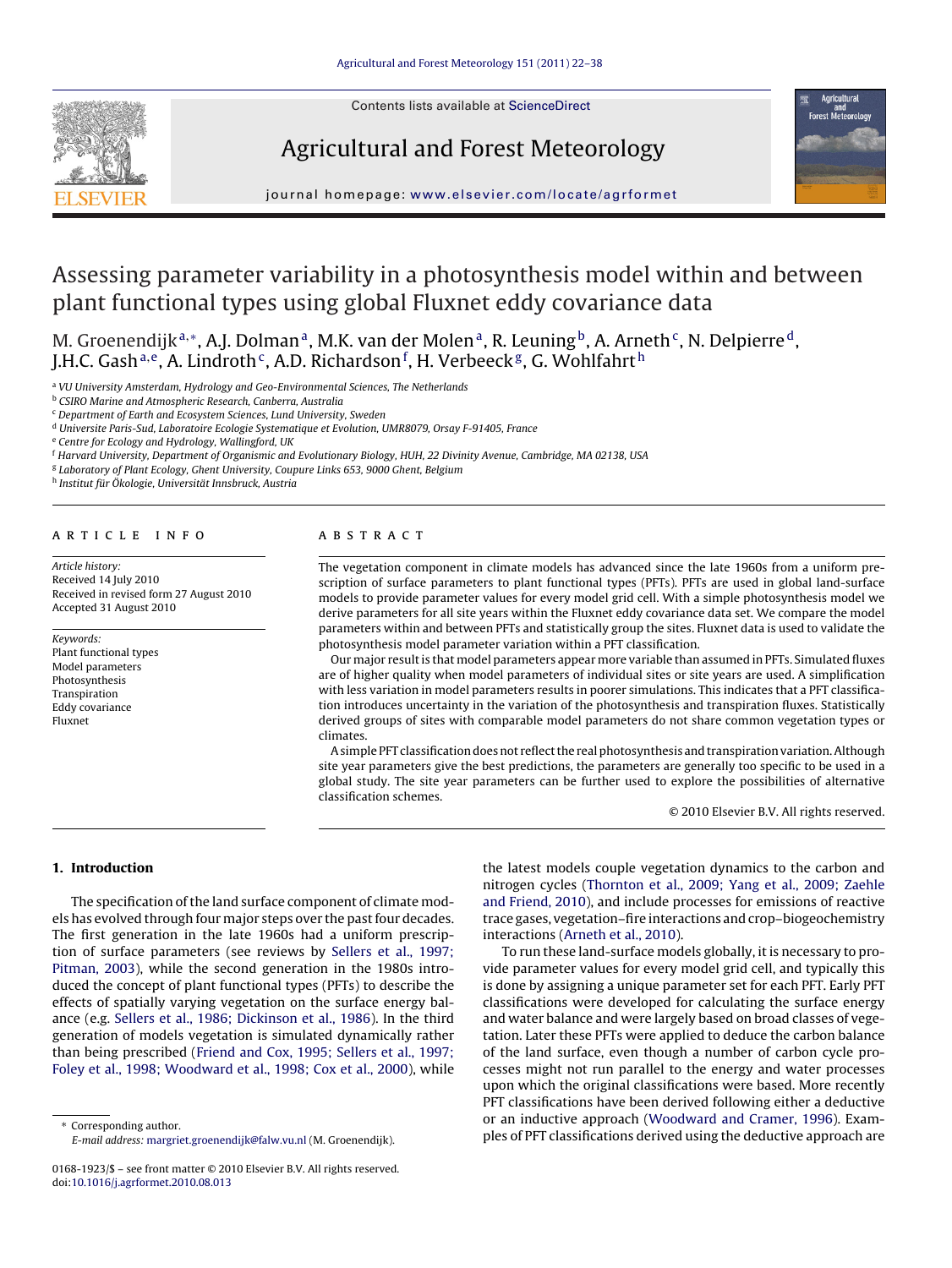Contents lists available at ScienceDirect

# Agricultural and Forest Meteorology

journal homepage: www.elsevier.com/locate/agrformet

# Assessing parameter variability in a photosynthesis model within and between plant functional types using global Fluxnet eddy covariance data

M. Groenendijk[a,*], A.J. Dolman[a], M.K. van der Molen[a], R. Leuning[b], A. Arneth[c], N. Delpierre[d], J.H.C. Gash[a,e], A. Lindroth[c], A.D. Richardson[f], H. Verbeeck[g], G. Wohlfahrt[h]

[a] VU University Amsterdam, Hydrology and Geo-Environmental Sciences, The Netherlands
[b] CSIRO Marine and Atmospheric Research, Canberra, Australia
[c] Department of Earth and Ecosystem Sciences, Lund University, Sweden
[d] Universite Paris-Sud, Laboratoire Ecologie Systematique et Evolution, UMR8079, Orsay F-91405, France
[e] Centre for Ecology and Hydrology, Wallingford, UK
[f] Harvard University, Department of Organismic and Evolutionary Biology, HUH, 22 Divinity Avenue, Cambridge, MA 02138, USA
[g] Laboratory of Plant Ecology, Ghent University, Coupure Links 653, 9000 Ghent, Belgium
[h] Institut für Ökologie, Universität Innsbruck, Austria

## ARTICLE INFO

*Article history:*
Received 14 July 2010
Received in revised form 27 August 2010
Accepted 31 August 2010

*Keywords:*
Plant functional types
Model parameters
Photosynthesis
Transpiration
Eddy covariance
Fluxnet

## ABSTRACT

The vegetation component in climate models has advanced since the late 1960s from a uniform prescription of surface parameters to plant functional types (PFTs). PFTs are used in global land-surface models to provide parameter values for every model grid cell. With a simple photosynthesis model we derive parameters for all site years within the Fluxnet eddy covariance data set. We compare the model parameters within and between PFTs and statistically group the sites. Fluxnet data is used to validate the photosynthesis model parameter variation within a PFT classification.

Our major result is that model parameters appear more variable than assumed in PFTs. Simulated fluxes are of higher quality when model parameters of individual sites or site years are used. A simplification with less variation in model parameters results in poorer simulations. This indicates that a PFT classification introduces uncertainty in the variation of the photosynthesis and transpiration fluxes. Statistically derived groups of sites with comparable model parameters do not share common vegetation types or climates.

A simple PFT classification does not reflect the real photosynthesis and transpiration variation. Although site year parameters give the best predictions, the parameters are generally too specific to be used in a global study. The site year parameters can be further used to explore the possibilities of alternative classification schemes.

© 2010 Elsevier B.V. All rights reserved.

## 1. Introduction

The specification of the land surface component of climate models has evolved through four major steps over the past four decades. The first generation in the late 1960s had a uniform prescription of surface parameters (see reviews by Sellers et al., 1997; Pitman, 2003), while the second generation in the 1980s introduced the concept of plant functional types (PFTs) to describe the effects of spatially varying vegetation on the surface energy balance (e.g. Sellers et al., 1986; Dickinson et al., 1986). In the third generation of models vegetation is simulated dynamically rather than being prescribed (Friend and Cox, 1995; Sellers et al., 1997; Foley et al., 1998; Woodward et al., 1998; Cox et al., 2000), while the latest models couple vegetation dynamics to the carbon and nitrogen cycles (Thornton et al., 2009; Yang et al., 2009; Zaehle and Friend, 2010), and include processes for emissions of reactive trace gases, vegetation–fire interactions and crop–biogeochemistry interactions (Arneth et al., 2010).

To run these land-surface models globally, it is necessary to provide parameter values for every model grid cell, and typically this is done by assigning a unique parameter set for each PFT. Early PFT classifications were developed for calculating the surface energy and water balance and were largely based on broad classes of vegetation. Later these PFTs were applied to deduce the carbon balance of the land surface, even though a number of carbon cycle processes might not run parallel to the energy and water processes upon which the original classifications were based. More recently PFT classifications have been derived following either a deductive or an inductive approach (Woodward and Cramer, 1996). Examples of PFT classifications derived using the deductive approach are

\* Corresponding author.
*E-mail address:* margriet.groenendijk@falw.vu.nl (M. Groenendijk).

0168-1923/$ – see front matter © 2010 Elsevier B.V. All rights reserved.
doi:10.1016/j.agrformet.2010.08.013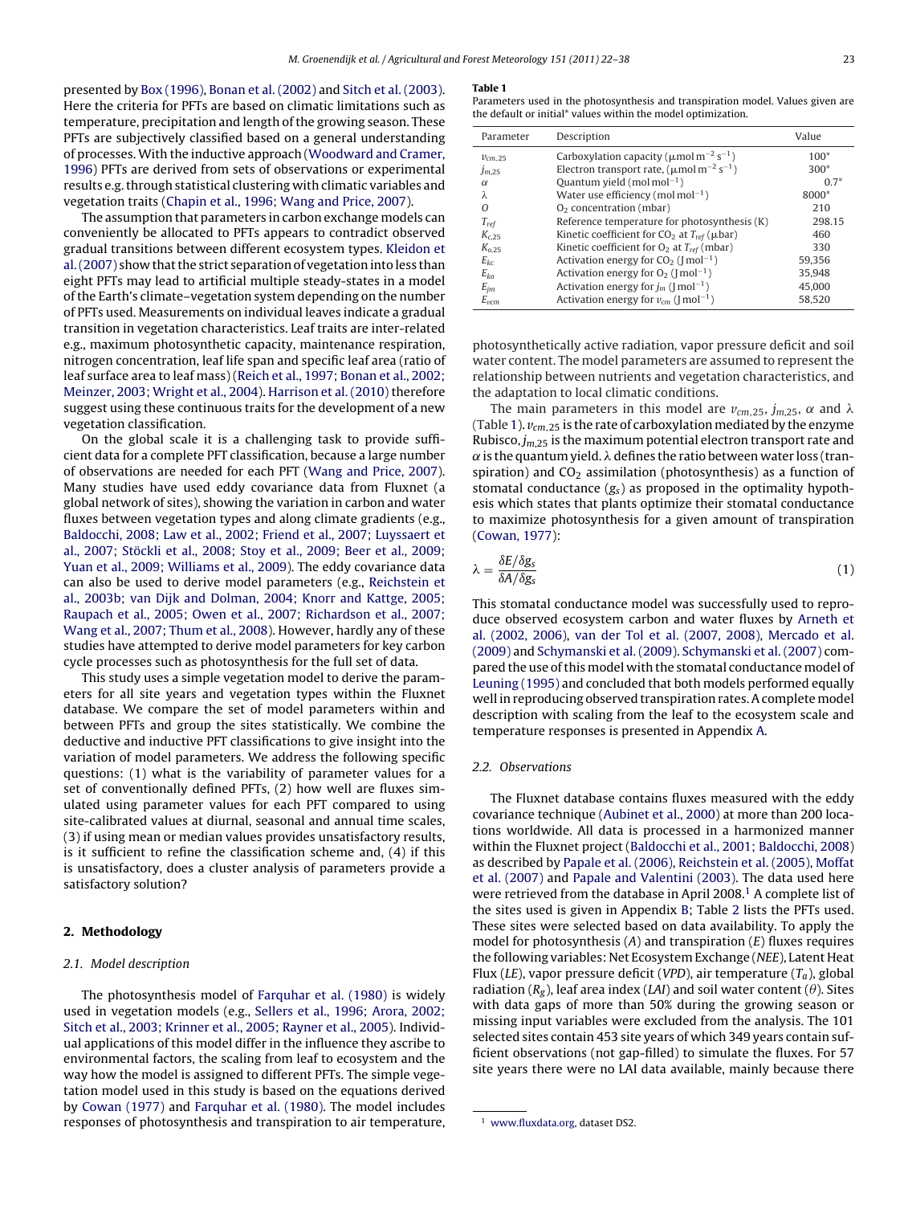presented by Box (1996), Bonan et al. (2002) and Sitch et al. (2003). Here the criteria for PFTs are based on climatic limitations such as temperature, precipitation and length of the growing season. These PFTs are subjectively classified based on a general understanding of processes. With the inductive approach (Woodward and Cramer, 1996) PFTs are derived from sets of observations or experimental results e.g. through statistical clustering with climatic variables and vegetation traits (Chapin et al., 1996; Wang and Price, 2007).

The assumption that parameters in carbon exchange models can conveniently be allocated to PFTs appears to contradict observed gradual transitions between different ecosystem types. Kleidon et al. (2007) show that the strict separation of vegetation into less than eight PFTs may lead to artificial multiple steady-states in a model of the Earth's climate–vegetation system depending on the number of PFTs used. Measurements on individual leaves indicate a gradual transition in vegetation characteristics. Leaf traits are inter-related e.g., maximum photosynthetic capacity, maintenance respiration, nitrogen concentration, leaf life span and specific leaf area (ratio of leaf surface area to leaf mass) (Reich et al., 1997; Bonan et al., 2002; Meinzer, 2003; Wright et al., 2004). Harrison et al. (2010) therefore suggest using these continuous traits for the development of a new vegetation classification.

On the global scale it is a challenging task to provide sufficient data for a complete PFT classification, because a large number of observations are needed for each PFT (Wang and Price, 2007). Many studies have used eddy covariance data from Fluxnet (a global network of sites), showing the variation in carbon and water fluxes between vegetation types and along climate gradients (e.g., Baldocchi, 2008; Law et al., 2002; Friend et al., 2007; Luyssaert et al., 2007; Stöckli et al., 2008; Stoy et al., 2009; Beer et al., 2009; Yuan et al., 2009; Williams et al., 2009). The eddy covariance data can also be used to derive model parameters (e.g., Reichstein et al., 2003b; van Dijk and Dolman, 2004; Knorr and Kattge, 2005; Raupach et al., 2005; Owen et al., 2007; Richardson et al., 2007; Wang et al., 2007; Thum et al., 2008). However, hardly any of these studies have attempted to derive model parameters for key carbon cycle processes such as photosynthesis for the full set of data.

This study uses a simple vegetation model to derive the parameters for all site years and vegetation types within the Fluxnet database. We compare the set of model parameters within and between PFTs and group the sites statistically. We combine the deductive and inductive PFT classifications to give insight into the variation of model parameters. We address the following specific questions: (1) what is the variability of parameter values for a set of conventionally defined PFTs, (2) how well are fluxes simulated using parameter values for each PFT compared to using site-calibrated values at diurnal, seasonal and annual time scales, (3) if using mean or median values provides unsatisfactory results, is it sufficient to refine the classification scheme and, (4) if this is unsatisfactory, does a cluster analysis of parameters provide a satisfactory solution?

## 2. Methodology

### 2.1. Model description

The photosynthesis model of Farquhar et al. (1980) is widely used in vegetation models (e.g., Sellers et al., 1996; Arora, 2002; Sitch et al., 2003; Krinner et al., 2005; Rayner et al., 2005). Individual applications of this model differ in the influence they ascribe to environmental factors, the scaling from leaf to ecosystem and the way how the model is assigned to different PFTs. The simple vegetation model used in this study is based on the equations derived by Cowan (1977) and Farquhar et al. (1980). The model includes responses of photosynthesis and transpiration to air temperature, photosynthetically active radiation, vapor pressure deficit and soil water content. The model parameters are assumed to represent the relationship between nutrients and vegetation characteristics, and the adaptation to local climatic conditions.

**Table 1**
Parameters used in the photosynthesis and transpiration model. Values given are the default or initial* values within the model optimization.

| Parameter | Description | Value |
|---|---|---|
| $v_{cm,25}$ | Carboxylation capacity ($\mu$mol m$^{-2}$ s$^{-1}$) | 100* |
| $j_{m,25}$ | Electron transport rate, ($\mu$mol m$^{-2}$ s$^{-1}$) | 300* |
| $\alpha$ | Quantum yield (mol mol$^{-1}$) | 0.7* |
| $\lambda$ | Water use efficiency (mol mol$^{-1}$) | 8000* |
| $O$ | $O_2$ concentration (mbar) | 210 |
| $T_{ref}$ | Reference temperature for photosynthesis (K) | 298.15 |
| $K_{c,25}$ | Kinetic coefficient for $CO_2$ at $T_{ref}$ ($\mu$bar) | 460 |
| $K_{o,25}$ | Kinetic coefficient for $O_2$ at $T_{ref}$ (mbar) | 330 |
| $E_{kc}$ | Activation energy for $CO_2$ (J mol$^{-1}$) | 59,356 |
| $E_{ko}$ | Activation energy for $O_2$ (J mol$^{-1}$) | 35,948 |
| $E_{jm}$ | Activation energy for $j_m$ (J mol$^{-1}$) | 45,000 |
| $E_{vcm}$ | Activation energy for $v_{cm}$ (J mol$^{-1}$) | 58,520 |

The main parameters in this model are $v_{cm,25}$, $j_{m,25}$, $\alpha$ and $\lambda$ (Table 1). $v_{cm,25}$ is the rate of carboxylation mediated by the enzyme Rubisco, $j_{m,25}$ is the maximum potential electron transport rate and $\alpha$ is the quantum yield. $\lambda$ defines the ratio between water loss (transpiration) and $CO_2$ assimilation (photosynthesis) as a function of stomatal conductance ($g_s$) as proposed in the optimality hypothesis which states that plants optimize their stomatal conductance to maximize photosynthesis for a given amount of transpiration (Cowan, 1977):

$$\lambda = \frac{\delta E/\delta g_s}{\delta A/\delta g_s} \tag{1}$$

This stomatal conductance model was successfully used to reproduce observed ecosystem carbon and water fluxes by Arneth et al. (2002, 2006), van der Tol et al. (2007, 2008), Mercado et al. (2009) and Schymanski et al. (2009). Schymanski et al. (2007) compared the use of this model with the stomatal conductance model of Leuning (1995) and concluded that both models performed equally well in reproducing observed transpiration rates. A complete model description with scaling from the leaf to the ecosystem scale and temperature responses is presented in Appendix A.

### 2.2. Observations

The Fluxnet database contains fluxes measured with the eddy covariance technique (Aubinet et al., 2000) at more than 200 locations worldwide. All data is processed in a harmonized manner within the Fluxnet project (Baldocchi et al., 2001; Baldocchi, 2008) as described by Papale et al. (2006), Reichstein et al. (2005), Moffat et al. (2007) and Papale and Valentini (2003). The data used here were retrieved from the database in April 2008.[1] A complete list of the sites used is given in Appendix B; Table 2 lists the PFTs used. These sites were selected based on data availability. To apply the model for photosynthesis ($A$) and transpiration ($E$) fluxes requires the following variables: Net Ecosystem Exchange ($NEE$), Latent Heat Flux ($LE$), vapor pressure deficit ($VPD$), air temperature ($T_a$), global radiation ($R_g$), leaf area index ($LAI$) and soil water content ($\theta$). Sites with data gaps of more than 50% during the growing season or missing input variables were excluded from the analysis. The 101 selected sites contain 453 site years of which 349 years contain sufficient observations (not gap-filled) to simulate the fluxes. For 57 site years there were no LAI data available, mainly because there

[1] www.fluxdata.org, dataset DS2.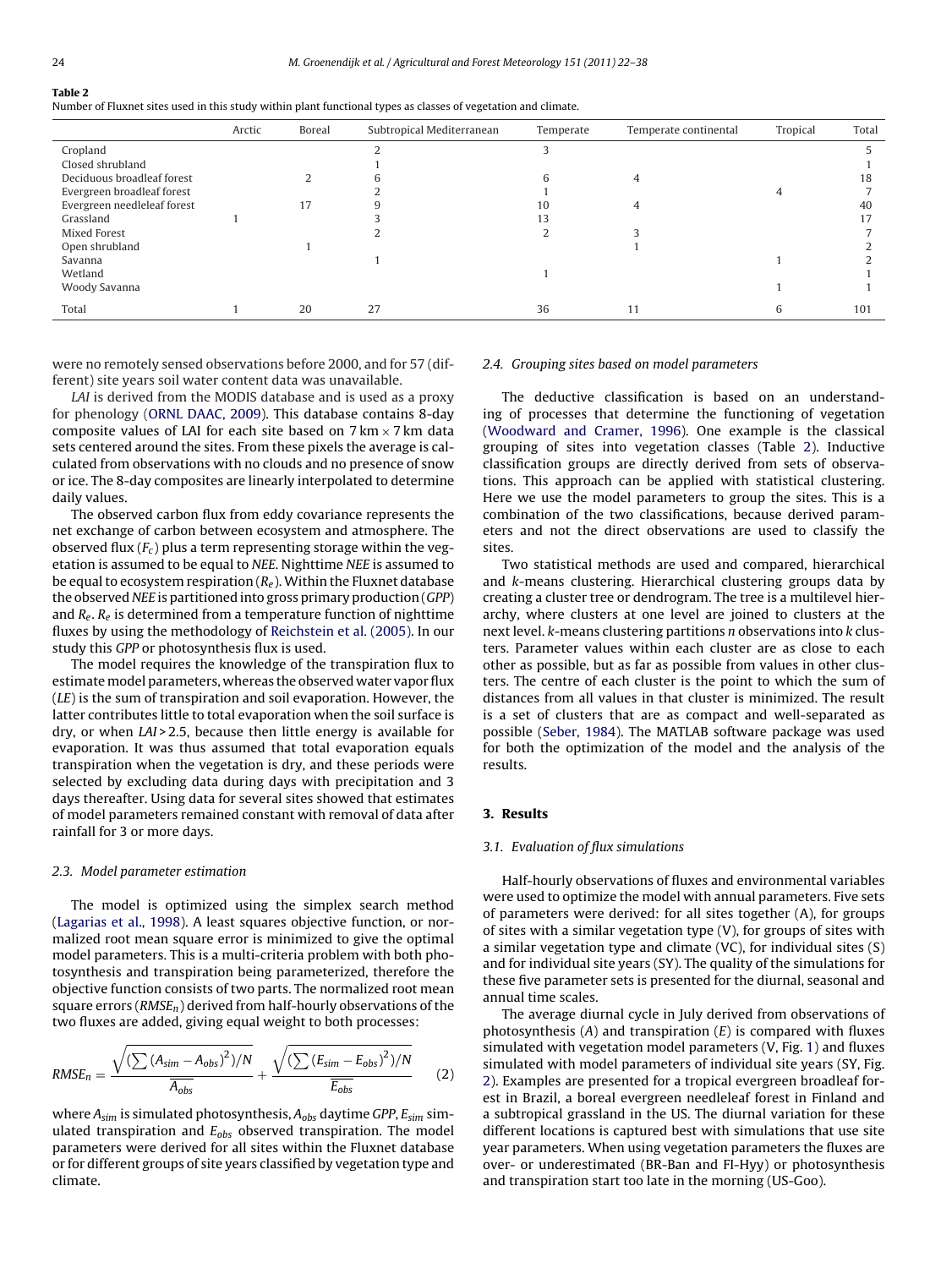**Table 2**
Number of Fluxnet sites used in this study within plant functional types as classes of vegetation and climate.

| | Arctic | Boreal | Subtropical Mediterranean | Temperate | Temperate continental | Tropical | Total |
|---|---|---|---|---|---|---|---|
| Cropland | | | 2 | 3 | | | 5 |
| Closed shrubland | | | 1 | | | | 1 |
| Deciduous broadleaf forest | | 2 | 6 | 6 | 4 | | 18 |
| Evergreen broadleaf forest | | | 2 | 1 | | 4 | 7 |
| Evergreen needleleaf forest | | 17 | 9 | 10 | 4 | | 40 |
| Grassland | 1 | | 3 | 13 | | | 17 |
| Mixed Forest | | | 2 | 2 | 3 | | 7 |
| Open shrubland | | 1 | | | 1 | | 2 |
| Savanna | | | 1 | | | 1 | 2 |
| Wetland | | | | 1 | | | 1 |
| Woody Savanna | | | | | | 1 | 1 |
| Total | 1 | 20 | 27 | 36 | 11 | 6 | 101 |

were no remotely sensed observations before 2000, and for 57 (different) site years soil water content data was unavailable.

*LAI* is derived from the MODIS database and is used as a proxy for phenology (ORNL DAAC, 2009). This database contains 8-day composite values of LAI for each site based on 7 km × 7 km data sets centered around the sites. From these pixels the average is calculated from observations with no clouds and no presence of snow or ice. The 8-day composites are linearly interpolated to determine daily values.

The observed carbon flux from eddy covariance represents the net exchange of carbon between ecosystem and atmosphere. The observed flux ($F_c$) plus a term representing storage within the vegetation is assumed to be equal to *NEE*. Nighttime *NEE* is assumed to be equal to ecosystem respiration ($R_e$). Within the Fluxnet database the observed *NEE* is partitioned into gross primary production (*GPP*) and $R_e$. $R_e$ is determined from a temperature function of nighttime fluxes by using the methodology of Reichstein et al. (2005). In our study this *GPP* or photosynthesis flux is used.

The model requires the knowledge of the transpiration flux to estimate model parameters, whereas the observed water vapor flux (*LE*) is the sum of transpiration and soil evaporation. However, the latter contributes little to total evaporation when the soil surface is dry, or when *LAI* > 2.5, because then little energy is available for evaporation. It was thus assumed that total evaporation equals transpiration when the vegetation is dry, and these periods were selected by excluding data during days with precipitation and 3 days thereafter. Using data for several sites showed that estimates of model parameters remained constant with removal of data after rainfall for 3 or more days.

### 2.3. Model parameter estimation

The model is optimized using the simplex search method (Lagarias et al., 1998). A least squares objective function, or normalized root mean square error is minimized to give the optimal model parameters. This is a multi-criteria problem with both photosynthesis and transpiration being parameterized, therefore the objective function consists of two parts. The normalized root mean square errors ($RMSE_n$) derived from half-hourly observations of the two fluxes are added, giving equal weight to both processes:

$$RMSE_n = \frac{\sqrt{\left(\sum (A_{sim} - A_{obs})^2\right)/N}}{\overline{A_{obs}}} + \frac{\sqrt{\left(\sum (E_{sim} - E_{obs})^2\right)/N}}{\overline{E_{obs}}} \quad (2)$$

where $A_{sim}$ is simulated photosynthesis, $A_{obs}$ daytime *GPP*, $E_{sim}$ simulated transpiration and $E_{obs}$ observed transpiration. The model parameters were derived for all sites within the Fluxnet database or for different groups of site years classified by vegetation type and climate.

### 2.4. Grouping sites based on model parameters

The deductive classification is based on an understanding of processes that determine the functioning of vegetation (Woodward and Cramer, 1996). One example is the classical grouping of sites into vegetation classes (Table 2). Inductive classification groups are directly derived from sets of observations. This approach can be applied with statistical clustering. Here we use the model parameters to group the sites. This is a combination of the two classifications, because derived parameters and not the direct observations are used to classify the sites.

Two statistical methods are used and compared, hierarchical and *k*-means clustering. Hierarchical clustering groups data by creating a cluster tree or dendrogram. The tree is a multilevel hierarchy, where clusters at one level are joined to clusters at the next level. *k*-means clustering partitions *n* observations into *k* clusters. Parameter values within each cluster are as close to each other as possible, but as far as possible from values in other clusters. The centre of each cluster is the point to which the sum of distances from all values in that cluster is minimized. The result is a set of clusters that are as compact and well-separated as possible (Seber, 1984). The MATLAB software package was used for both the optimization of the model and the analysis of the results.

## 3. Results

### 3.1. Evaluation of flux simulations

Half-hourly observations of fluxes and environmental variables were used to optimize the model with annual parameters. Five sets of parameters were derived: for all sites together (A), for groups of sites with a similar vegetation type (V), for groups of sites with a similar vegetation type and climate (VC), for individual sites (S) and for individual site years (SY). The quality of the simulations for these five parameter sets is presented for the diurnal, seasonal and annual time scales.

The average diurnal cycle in July derived from observations of photosynthesis (*A*) and transpiration (*E*) is compared with fluxes simulated with vegetation model parameters (V, Fig. 1) and fluxes simulated with model parameters of individual site years (SY, Fig. 2). Examples are presented for a tropical evergreen broadleaf forest in Brazil, a boreal evergreen needleleaf forest in Finland and a subtropical grassland in the US. The diurnal variation for these different locations is captured best with simulations that use site year parameters. When using vegetation parameters the fluxes are over- or underestimated (BR-Ban and FI-Hyy) or photosynthesis and transpiration start too late in the morning (US-Goo).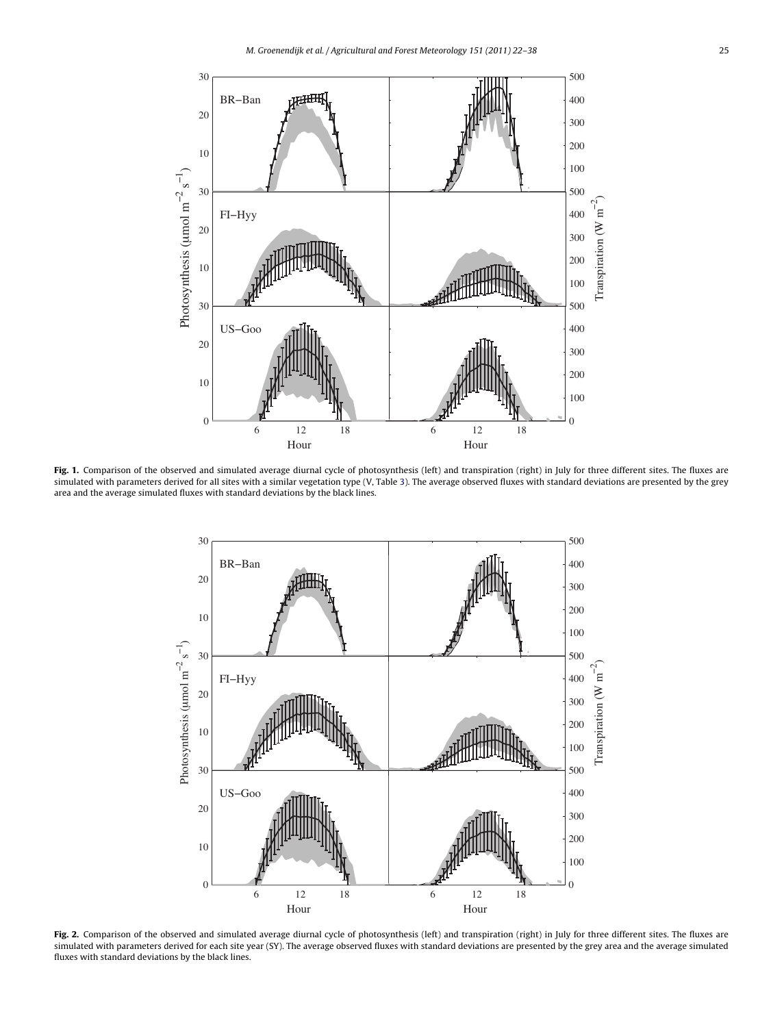**Fig. 1.** Comparison of the observed and simulated average diurnal cycle of photosynthesis (left) and transpiration (right) in July for three different sites. The fluxes are simulated with parameters derived for all sites with a similar vegetation type (V, Table 3). The average observed fluxes with standard deviations are presented by the grey area and the average simulated fluxes with standard deviations by the black lines.

**Fig. 2.** Comparison of the observed and simulated average diurnal cycle of photosynthesis (left) and transpiration (right) in July for three different sites. The fluxes are simulated with parameters derived for each site year (SY). The average observed fluxes with standard deviations are presented by the grey area and the average simulated fluxes with standard deviations by the black lines.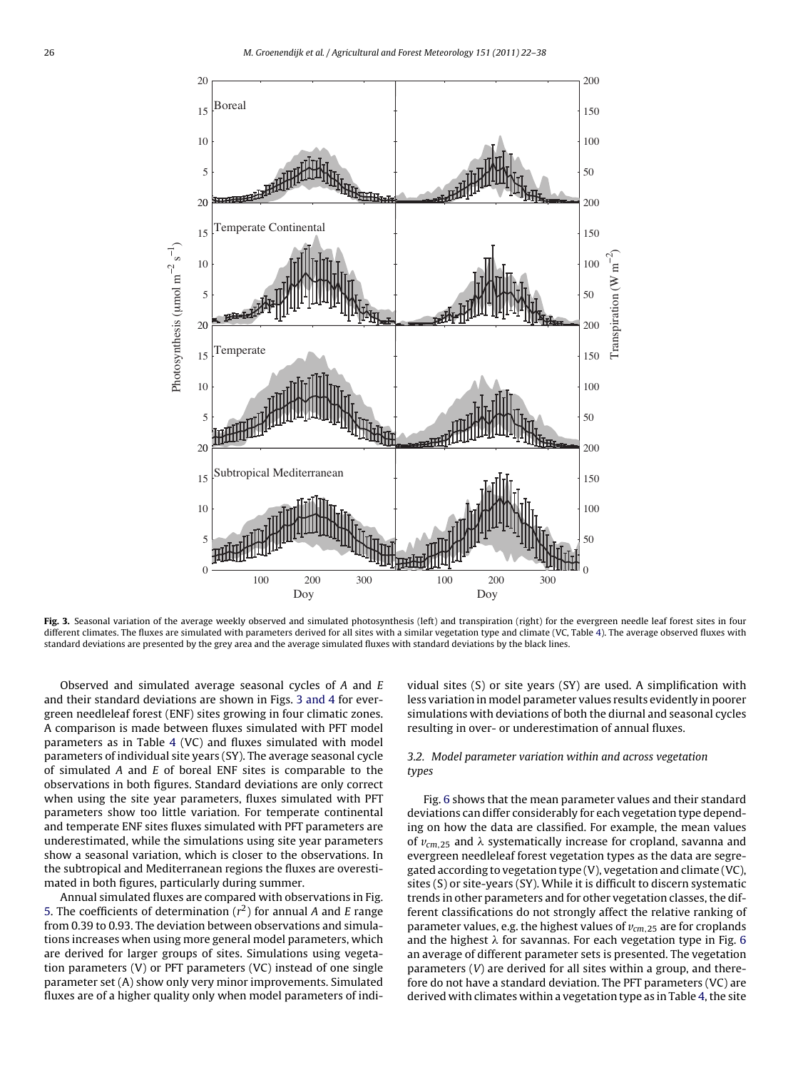**Fig. 3.** Seasonal variation of the average weekly observed and simulated photosynthesis (left) and transpiration (right) for the evergreen needle leaf forest sites in four different climates. The fluxes are simulated with parameters derived for all sites with a similar vegetation type and climate (VC, Table 4). The average observed fluxes with standard deviations are presented by the grey area and the average simulated fluxes with standard deviations by the black lines.

Observed and simulated average seasonal cycles of *A* and *E* and their standard deviations are shown in Figs. 3 and 4 for evergreen needleleaf forest (ENF) sites growing in four climatic zones. A comparison is made between fluxes simulated with PFT model parameters as in Table 4 (VC) and fluxes simulated with model parameters of individual site years (SY). The average seasonal cycle of simulated *A* and *E* of boreal ENF sites is comparable to the observations in both figures. Standard deviations are only correct when using the site year parameters, fluxes simulated with PFT parameters show too little variation. For temperate continental and temperate ENF sites fluxes simulated with PFT parameters are underestimated, while the simulations using site year parameters show a seasonal variation, which is closer to the observations. In the subtropical and Mediterranean regions the fluxes are overestimated in both figures, particularly during summer.

Annual simulated fluxes are compared with observations in Fig. 5. The coefficients of determination ($r^2$) for annual *A* and *E* range from 0.39 to 0.93. The deviation between observations and simulations increases when using more general model parameters, which are derived for larger groups of sites. Simulations using vegetation parameters (V) or PFT parameters (VC) instead of one single parameter set (A) show only very minor improvements. Simulated fluxes are of a higher quality only when model parameters of individual sites (S) or site years (SY) are used. A simplification with less variation in model parameter values results evidently in poorer simulations with deviations of both the diurnal and seasonal cycles resulting in over- or underestimation of annual fluxes.

### 3.2. Model parameter variation within and across vegetation types

Fig. 6 shows that the mean parameter values and their standard deviations can differ considerably for each vegetation type depending on how the data are classified. For example, the mean values of $v_{cm,25}$ and $\lambda$ systematically increase for cropland, savanna and evergreen needleleaf forest vegetation types as the data are segregated according to vegetation type (V), vegetation and climate (VC), sites (S) or site-years (SY). While it is difficult to discern systematic trends in other parameters and for other vegetation classes, the different classifications do not strongly affect the relative ranking of parameter values, e.g. the highest values of $v_{cm,25}$ are for croplands and the highest $\lambda$ for savannas. For each vegetation type in Fig. 6 an average of different parameter sets is presented. The vegetation parameters (*V*) are derived for all sites within a group, and therefore do not have a standard deviation. The PFT parameters (VC) are derived with climates within a vegetation type as in Table 4, the site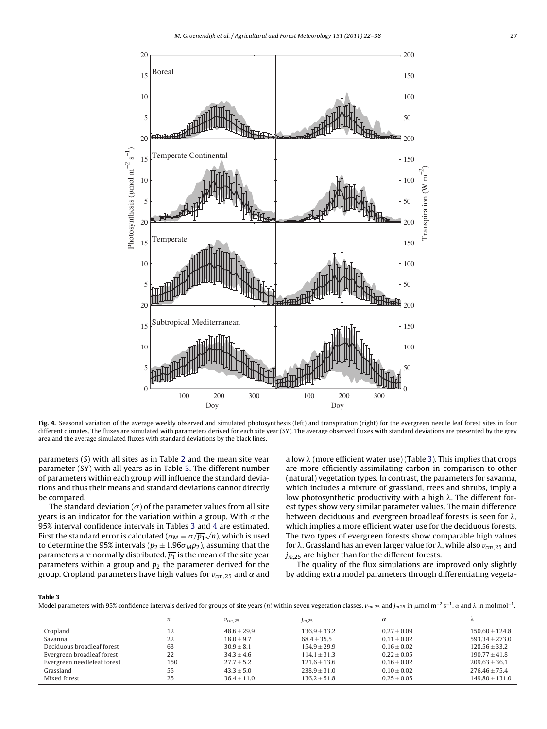**Fig. 4.** Seasonal variation of the average weekly observed and simulated photosynthesis (left) and transpiration (right) for the evergreen needle leaf forest sites in four different climates. The fluxes are simulated with parameters derived for each site year (SY). The average observed fluxes with standard deviations are presented by the grey area and the average simulated fluxes with standard deviations by the black lines.

parameters (*S*) with all sites as in Table 2 and the mean site year parameter (SY) with all years as in Table 3. The different number of parameters within each group will influence the standard deviations and thus their means and standard deviations cannot directly be compared.

The standard deviation ($\sigma$) of the parameter values from all site years is an indicator for the variation within a group. With $\sigma$ the 95% interval confidence intervals in Tables 3 and 4 are estimated. First the standard error is calculated ($\sigma_M = \sigma/\overline{p_1}\sqrt{n}$), which is used to determine the 95% intervals ($p_2 \pm 1.96\sigma_M p_2$), assuming that the parameters are normally distributed. $\overline{p_1}$ is the mean of the site year parameters within a group and $p_2$ the parameter derived for the group. Cropland parameters have high values for $v_{cm,25}$ and $\alpha$ and a low $\lambda$ (more efficient water use) (Table 3). This implies that crops are more efficiently assimilating carbon in comparison to other (natural) vegetation types. In contrast, the parameters for savanna, which includes a mixture of grassland, trees and shrubs, imply a low photosynthetic productivity with a high $\lambda$. The different forest types show very similar parameter values. The main difference between deciduous and evergreen broadleaf forests is seen for $\lambda$, which implies a more efficient water use for the deciduous forests. The two types of evergreen forests show comparable high values for $\lambda$. Grassland has an even larger value for $\lambda$, while also $v_{cm,25}$ and $j_{m,25}$ are higher than for the different forests.

The quality of the flux simulations are improved only slightly by adding extra model parameters through differentiating vegeta-

**Table 3**
Model parameters with 95% confidence intervals derived for groups of site years ($n$) within seven vegetation classes. $v_{cm,25}$ and $j_{m,25}$ in $\mu$mol m$^{-2}$ s$^{-1}$, $\alpha$ and $\lambda$ in mol mol$^{-1}$.

| | $n$ | $v_{cm,25}$ | $j_{m,25}$ | $\alpha$ | $\lambda$ |
|---|---|---|---|---|---|
| Cropland | 12 | $48.6 \pm 29.9$ | $136.9 \pm 33.2$ | $0.27 \pm 0.09$ | $150.60 \pm 124.8$ |
| Savanna | 22 | $18.0 \pm 9.7$ | $68.4 \pm 35.5$ | $0.11 \pm 0.02$ | $593.34 \pm 273.0$ |
| Deciduous broadleaf forest | 63 | $30.9 \pm 8.1$ | $154.9 \pm 29.9$ | $0.16 \pm 0.02$ | $128.56 \pm 33.2$ |
| Evergreen broadleaf forest | 22 | $34.3 \pm 4.6$ | $114.1 \pm 31.3$ | $0.22 \pm 0.05$ | $190.77 \pm 41.8$ |
| Evergreen needleleaf forest | 150 | $27.7 \pm 5.2$ | $121.6 \pm 13.6$ | $0.16 \pm 0.02$ | $209.63 \pm 36.1$ |
| Grassland | 55 | $43.3 \pm 5.0$ | $238.9 \pm 31.0$ | $0.10 \pm 0.02$ | $276.46 \pm 75.4$ |
| Mixed forest | 25 | $36.4 \pm 11.0$ | $136.2 \pm 51.8$ | $0.25 \pm 0.05$ | $149.80 \pm 131.0$ |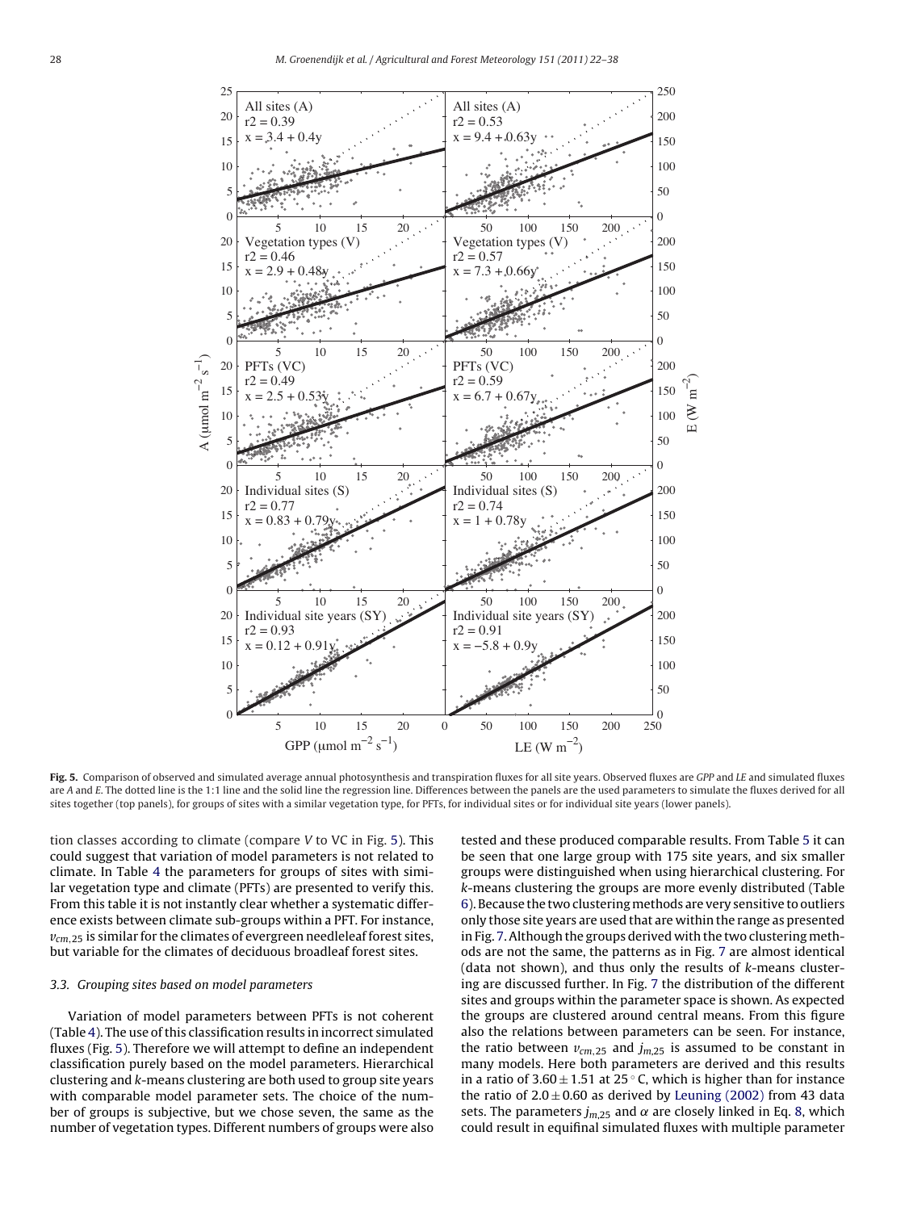Fig. 5. Comparison of observed and simulated average annual photosynthesis and transpiration fluxes for all site years. Observed fluxes are *GPP* and *LE* and simulated fluxes are *A* and *E*. The dotted line is the 1:1 line and the solid line the regression line. Differences between the panels are the used parameters to simulate the fluxes derived for all sites together (top panels), for groups of sites with a similar vegetation type, for PFTs, for individual sites or for individual site years (lower panels).

tion classes according to climate (compare *V* to VC in Fig. 5). This could suggest that variation of model parameters is not related to climate. In Table 4 the parameters for groups of sites with similar vegetation type and climate (PFTs) are presented to verify this. From this table it is not instantly clear whether a systematic difference exists between climate sub-groups within a PFT. For instance, $v_{cm,25}$ is similar for the climates of evergreen needleleaf forest sites, but variable for the climates of deciduous broadleaf forest sites.

### 3.3. Grouping sites based on model parameters

Variation of model parameters between PFTs is not coherent (Table 4). The use of this classification results in incorrect simulated fluxes (Fig. 5). Therefore we will attempt to define an independent classification purely based on the model parameters. Hierarchical clustering and *k*-means clustering are both used to group site years with comparable model parameter sets. The choice of the number of groups is subjective, but we chose seven, the same as the number of vegetation types. Different numbers of groups were also tested and these produced comparable results. From Table 5 it can be seen that one large group with 175 site years, and six smaller groups were distinguished when using hierarchical clustering. For *k*-means clustering the groups are more evenly distributed (Table 6). Because the two clustering methods are very sensitive to outliers only those site years are used that are within the range as presented in Fig. 7. Although the groups derived with the two clustering methods are not the same, the patterns as in Fig. 7 are almost identical (data not shown), and thus only the results of *k*-means clustering are discussed further. In Fig. 7 the distribution of the different sites and groups within the parameter space is shown. As expected the groups are clustered around central means. From this figure also the relations between parameters can be seen. For instance, the ratio between $v_{cm,25}$ and $j_{m,25}$ is assumed to be constant in many models. Here both parameters are derived and this results in a ratio of $3.60 \pm 1.51$ at 25 °C, which is higher than for instance the ratio of $2.0 \pm 0.60$ as derived by Leuning (2002) from 43 data sets. The parameters $j_{m,25}$ and $\alpha$ are closely linked in Eq. 8, which could result in equifinal simulated fluxes with multiple parameter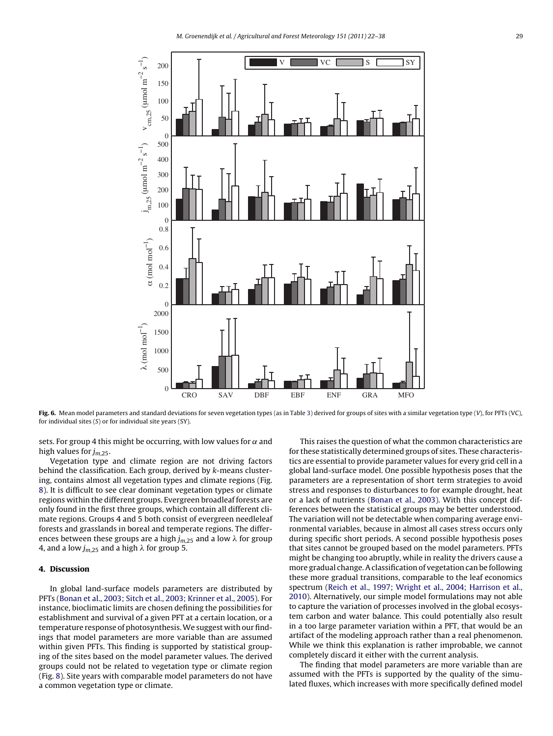Fig. 6. Mean model parameters and standard deviations for seven vegetation types (as in Table 3) derived for groups of sites with a similar vegetation type (*V*), for PFTs (VC), for individual sites (*S*) or for individual site years (SY).

sets. For group 4 this might be occurring, with low values for $\alpha$ and high values for $j_{m,25}$.

Vegetation type and climate region are not driving factors behind the classification. Each group, derived by *k*-means clustering, contains almost all vegetation types and climate regions (Fig. 8). It is difficult to see clear dominant vegetation types or climate regions within the different groups. Evergreen broadleaf forests are only found in the first three groups, which contain all different climate regions. Groups 4 and 5 both consist of evergreen needleleaf forests and grasslands in boreal and temperate regions. The differences between these groups are a high $j_{m,25}$ and a low $\lambda$ for group 4, and a low $j_{m,25}$ and a high $\lambda$ for group 5.

## 4. Discussion

In global land-surface models parameters are distributed by PFTs (Bonan et al., 2003; Sitch et al., 2003; Krinner et al., 2005). For instance, bioclimatic limits are chosen defining the possibilities for establishment and survival of a given PFT at a certain location, or a temperature response of photosynthesis. We suggest with our findings that model parameters are more variable than are assumed within given PFTs. This finding is supported by statistical grouping of the sites based on the model parameter values. The derived groups could not be related to vegetation type or climate region (Fig. 8). Site years with comparable model parameters do not have a common vegetation type or climate.

This raises the question of what the common characteristics are for these statistically determined groups of sites. These characteristics are essential to provide parameter values for every grid cell in a global land-surface model. One possible hypothesis poses that the parameters are a representation of short term strategies to avoid stress and responses to disturbances to for example drought, heat or a lack of nutrients (Bonan et al., 2003). With this concept differences between the statistical groups may be better understood. The variation will not be detectable when comparing average environmental variables, because in almost all cases stress occurs only during specific short periods. A second possible hypothesis poses that sites cannot be grouped based on the model parameters. PFTs might be changing too abruptly, while in reality the drivers cause a more gradual change. A classification of vegetation can be following these more gradual transitions, comparable to the leaf economics spectrum (Reich et al., 1997; Wright et al., 2004; Harrison et al., 2010). Alternatively, our simple model formulations may not able to capture the variation of processes involved in the global ecosystem carbon and water balance. This could potentially also result in a too large parameter variation within a PFT, that would be an artifact of the modeling approach rather than a real phenomenon. While we think this explanation is rather improbable, we cannot completely discard it either with the current analysis.

The finding that model parameters are more variable than are assumed with the PFTs is supported by the quality of the simulated fluxes, which increases with more specifically defined model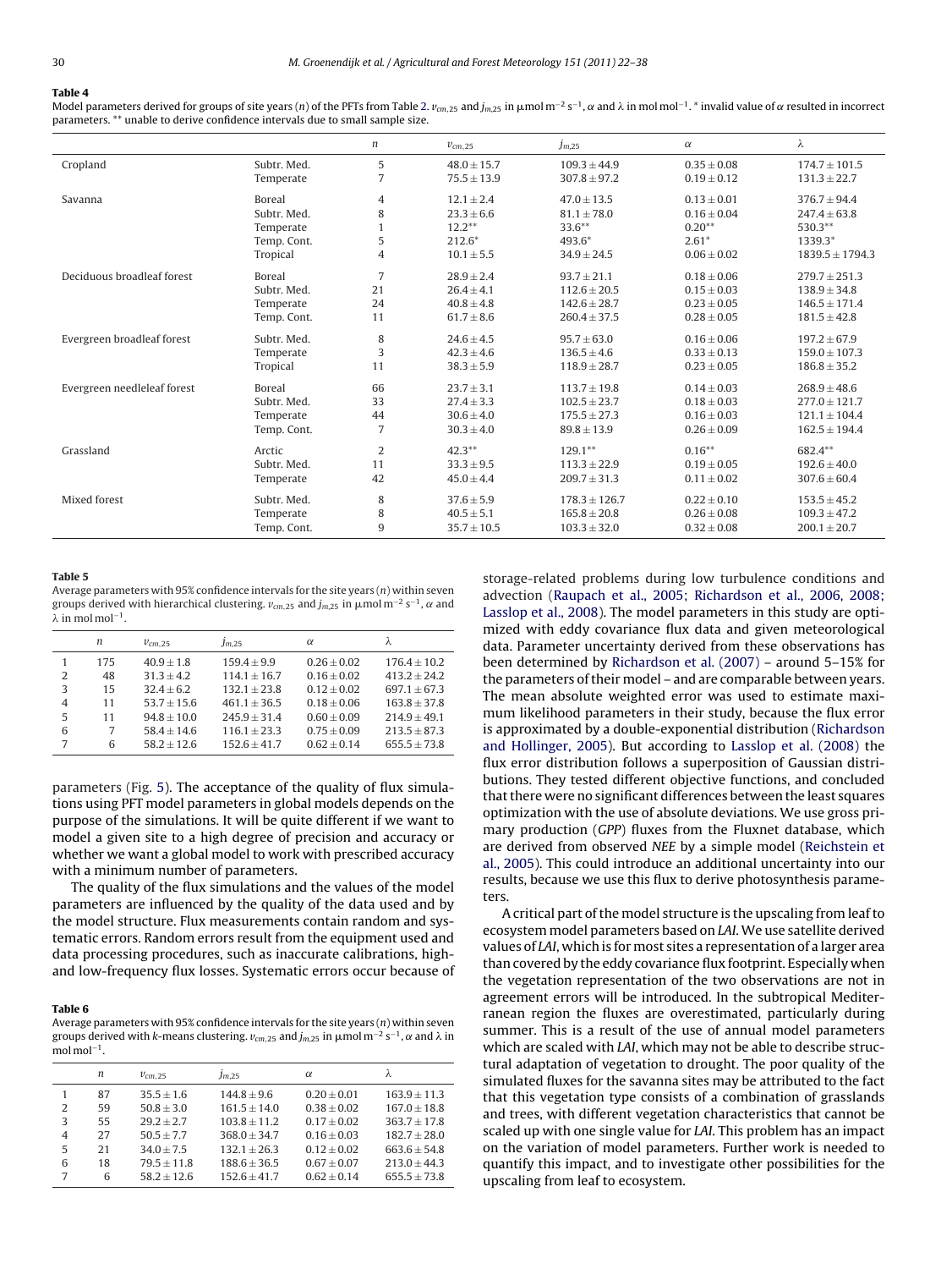**Table 4**

Model parameters derived for groups of site years ($n$) of the PFTs from Table 2. $v_{cm,25}$ and $j_{m,25}$ in μmol m$^{-2}$ s$^{-1}$, $\alpha$ and $\lambda$ in mol mol$^{-1}$. * invalid value of $\alpha$ resulted in incorrect parameters. ** unable to derive confidence intervals due to small sample size.

| | | $n$ | $v_{cm,25}$ | $j_{m,25}$ | $\alpha$ | $\lambda$ |
|---|---|---|---|---|---|---|
| Cropland | Subtr. Med. | 5 | 48.0 ± 15.7 | 109.3 ± 44.9 | 0.35 ± 0.08 | 174.7 ± 101.5 |
| | Temperate | 7 | 75.5 ± 13.9 | 307.8 ± 97.2 | 0.19 ± 0.12 | 131.3 ± 22.7 |
| Savanna | Boreal | 4 | 12.1 ± 2.4 | 47.0 ± 13.5 | 0.13 ± 0.01 | 376.7 ± 94.4 |
| | Subtr. Med. | 8 | 23.3 ± 6.6 | 81.1 ± 78.0 | 0.16 ± 0.04 | 247.4 ± 63.8 |
| | Temperate | 1 | 12.2** | 33.6** | 0.20** | 530.3** |
| | Temp. Cont. | 5 | 212.6* | 493.6* | 2.61* | 1339.3* |
| | Tropical | 4 | 10.1 ± 5.5 | 34.9 ± 24.5 | 0.06 ± 0.02 | 1839.5 ± 1794.3 |
| Deciduous broadleaf forest | Boreal | 7 | 28.9 ± 2.4 | 93.7 ± 21.1 | 0.18 ± 0.06 | 279.7 ± 251.3 |
| | Subtr. Med. | 21 | 26.4 ± 4.1 | 112.6 ± 20.5 | 0.15 ± 0.03 | 138.9 ± 34.8 |
| | Temperate | 24 | 40.8 ± 4.8 | 142.6 ± 28.7 | 0.23 ± 0.05 | 146.5 ± 171.4 |
| | Temp. Cont. | 11 | 61.7 ± 8.6 | 260.4 ± 37.5 | 0.28 ± 0.05 | 181.5 ± 42.8 |
| Evergreen broadleaf forest | Subtr. Med. | 8 | 24.6 ± 4.5 | 95.7 ± 63.0 | 0.16 ± 0.06 | 197.2 ± 67.9 |
| | Temperate | 3 | 42.3 ± 4.6 | 136.5 ± 4.6 | 0.33 ± 0.13 | 159.0 ± 107.3 |
| | Tropical | 11 | 38.3 ± 5.9 | 118.9 ± 28.7 | 0.23 ± 0.05 | 186.8 ± 35.2 |
| Evergreen needleleaf forest | Boreal | 66 | 23.7 ± 3.1 | 113.7 ± 19.8 | 0.14 ± 0.03 | 268.9 ± 48.6 |
| | Subtr. Med. | 33 | 27.4 ± 3.3 | 102.5 ± 23.7 | 0.18 ± 0.03 | 277.0 ± 121.7 |
| | Temperate | 44 | 30.6 ± 4.0 | 175.5 ± 27.3 | 0.16 ± 0.03 | 121.1 ± 104.4 |
| | Temp. Cont. | 7 | 30.3 ± 4.0 | 89.8 ± 13.9 | 0.26 ± 0.09 | 162.5 ± 194.4 |
| Grassland | Arctic | 2 | 42.3** | 129.1** | 0.16** | 682.4** |
| | Subtr. Med. | 11 | 33.3 ± 9.5 | 113.3 ± 22.9 | 0.19 ± 0.05 | 192.6 ± 40.0 |
| | Temperate | 42 | 45.0 ± 4.4 | 209.7 ± 31.3 | 0.11 ± 0.02 | 307.6 ± 60.4 |
| Mixed forest | Subtr. Med. | 8 | 37.6 ± 5.9 | 178.3 ± 126.7 | 0.22 ± 0.10 | 153.5 ± 45.2 |
| | Temperate | 8 | 40.5 ± 5.1 | 165.8 ± 20.8 | 0.26 ± 0.08 | 109.3 ± 47.2 |
| | Temp. Cont. | 9 | 35.7 ± 10.5 | 103.3 ± 32.0 | 0.32 ± 0.08 | 200.1 ± 20.7 |

**Table 5**

Average parameters with 95% confidence intervals for the site years ($n$) within seven groups derived with hierarchical clustering. $v_{cm,25}$ and $j_{m,25}$ in μmol m$^{-2}$ s$^{-1}$, $\alpha$ and $\lambda$ in mol mol$^{-1}$.

| | $n$ | $v_{cm,25}$ | $j_{m,25}$ | $\alpha$ | $\lambda$ |
|---|---|---|---|---|---|
| 1 | 175 | 40.9 ± 1.8 | 159.4 ± 9.9 | 0.26 ± 0.02 | 176.4 ± 10.2 |
| 2 | 48 | 31.3 ± 4.2 | 114.1 ± 16.7 | 0.16 ± 0.02 | 413.2 ± 24.2 |
| 3 | 15 | 32.4 ± 6.2 | 132.1 ± 23.8 | 0.12 ± 0.02 | 697.1 ± 67.3 |
| 4 | 11 | 53.7 ± 15.6 | 461.1 ± 36.5 | 0.18 ± 0.06 | 163.8 ± 37.8 |
| 5 | 11 | 94.8 ± 10.0 | 245.9 ± 31.4 | 0.60 ± 0.09 | 214.9 ± 49.1 |
| 6 | 7 | 58.4 ± 14.6 | 116.1 ± 23.3 | 0.75 ± 0.09 | 213.5 ± 87.3 |
| 7 | 6 | 58.2 ± 12.6 | 152.6 ± 41.7 | 0.62 ± 0.14 | 655.5 ± 73.8 |

parameters (Fig. 5). The acceptance of the quality of flux simulations using PFT model parameters in global models depends on the purpose of the simulations. It will be quite different if we want to model a given site to a high degree of precision and accuracy or whether we want a global model to work with prescribed accuracy with a minimum number of parameters.

The quality of the flux simulations and the values of the model parameters are influenced by the quality of the data used and by the model structure. Flux measurements contain random and systematic errors. Random errors result from the equipment used and data processing procedures, such as inaccurate calibrations, high- and low-frequency flux losses. Systematic errors occur because of

**Table 6**

Average parameters with 95% confidence intervals for the site years ($n$) within seven groups derived with $k$-means clustering. $v_{cm,25}$ and $j_{m,25}$ in μmol m$^{-2}$ s$^{-1}$, $\alpha$ and $\lambda$ in mol mol$^{-1}$.

| | $n$ | $v_{cm,25}$ | $j_{m,25}$ | $\alpha$ | $\lambda$ |
|---|---|---|---|---|---|
| 1 | 87 | 35.5 ± 1.6 | 144.8 ± 9.6 | 0.20 ± 0.01 | 163.9 ± 11.3 |
| 2 | 59 | 50.8 ± 3.0 | 161.5 ± 14.0 | 0.38 ± 0.02 | 167.0 ± 18.8 |
| 3 | 55 | 29.2 ± 2.7 | 103.8 ± 11.2 | 0.17 ± 0.02 | 363.7 ± 17.8 |
| 4 | 27 | 50.5 ± 7.7 | 368.0 ± 34.7 | 0.16 ± 0.03 | 182.7 ± 28.0 |
| 5 | 21 | 34.0 ± 7.5 | 132.1 ± 26.3 | 0.12 ± 0.02 | 663.6 ± 54.8 |
| 6 | 18 | 79.5 ± 11.8 | 188.6 ± 36.5 | 0.67 ± 0.07 | 213.0 ± 44.3 |
| 7 | 6 | 58.2 ± 12.6 | 152.6 ± 41.7 | 0.62 ± 0.14 | 655.5 ± 73.8 |

storage-related problems during low turbulence conditions and advection (Raupach et al., 2005; Richardson et al., 2006, 2008; Lasslop et al., 2008). The model parameters in this study are optimized with eddy covariance flux data and given meteorological data. Parameter uncertainty derived from these observations has been determined by Richardson et al. (2007) – around 5–15% for the parameters of their model – and are comparable between years. The mean absolute weighted error was used to estimate maximum likelihood parameters in their study, because the flux error is approximated by a double-exponential distribution (Richardson and Hollinger, 2005). But according to Lasslop et al. (2008) the flux error distribution follows a superposition of Gaussian distributions. They tested different objective functions, and concluded that there were no significant differences between the least squares optimization with the use of absolute deviations. We use gross primary production (*GPP*) fluxes from the Fluxnet database, which are derived from observed *NEE* by a simple model (Reichstein et al., 2005). This could introduce an additional uncertainty into our results, because we use this flux to derive photosynthesis parameters.

A critical part of the model structure is the upscaling from leaf to ecosystem model parameters based on *LAI*. We use satellite derived values of *LAI*, which is for most sites a representation of a larger area than covered by the eddy covariance flux footprint. Especially when the vegetation representation of the two observations are not in agreement errors will be introduced. In the subtropical Mediterranean region the fluxes are overestimated, particularly during summer. This is a result of the use of annual model parameters which are scaled with *LAI*, which may not be able to describe structural adaptation of vegetation to drought. The poor quality of the simulated fluxes for the savanna sites may be attributed to the fact that this vegetation type consists of a combination of grasslands and trees, with different vegetation characteristics that cannot be scaled up with one single value for *LAI*. This problem has an impact on the variation of model parameters. Further work is needed to quantify this impact, and to investigate other possibilities for the upscaling from leaf to ecosystem.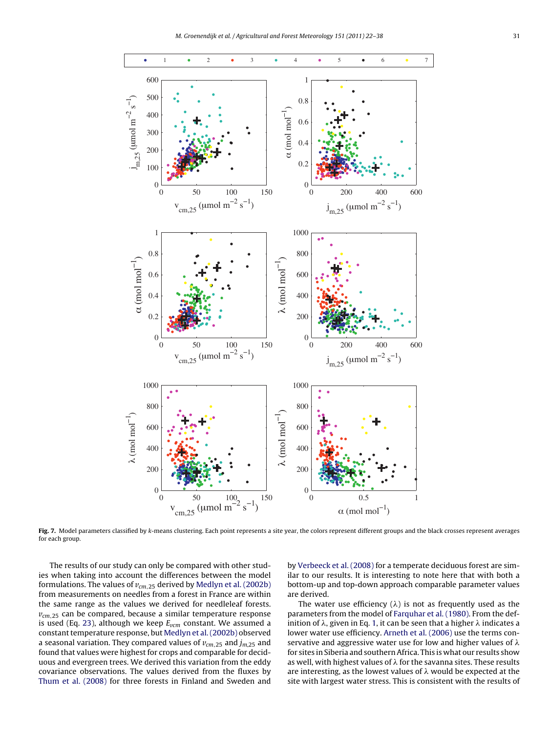**Fig. 7.** Model parameters classified by *k*-means clustering. Each point represents a site year, the colors represent different groups and the black crosses represent averages for each group.

The results of our study can only be compared with other studies when taking into account the differences between the model formulations. The values of $v_{cm,25}$ derived by Medlyn et al. (2002b) from measurements on needles from a forest in France are within the same range as the values we derived for needleleaf forests. $v_{cm,25}$ can be compared, because a similar temperature response is used (Eq. 23), although we keep $E_{vcm}$ constant. We assumed a constant temperature response, but Medlyn et al. (2002b) observed a seasonal variation. They compared values of $v_{cm,25}$ and $j_{m,25}$ and found that values were highest for crops and comparable for deciduous and evergreen trees. We derived this variation from the eddy covariance observations. The values derived from the fluxes by Thum et al. (2008) for three forests in Finland and Sweden and by Verbeeck et al. (2008) for a temperate deciduous forest are similar to our results. It is interesting to note here that with both a bottom-up and top-down approach comparable parameter values are derived.

The water use efficiency ($\lambda$) is not as frequently used as the parameters from the model of Farquhar et al. (1980). From the definition of $\lambda$, given in Eq. 1, it can be seen that a higher $\lambda$ indicates a lower water use efficiency. Arneth et al. (2006) use the terms conservative and aggressive water use for low and higher values of $\lambda$ for sites in Siberia and southern Africa. This is what our results show as well, with highest values of $\lambda$ for the savanna sites. These results are interesting, as the lowest values of $\lambda$ would be expected at the site with largest water stress. This is consistent with the results of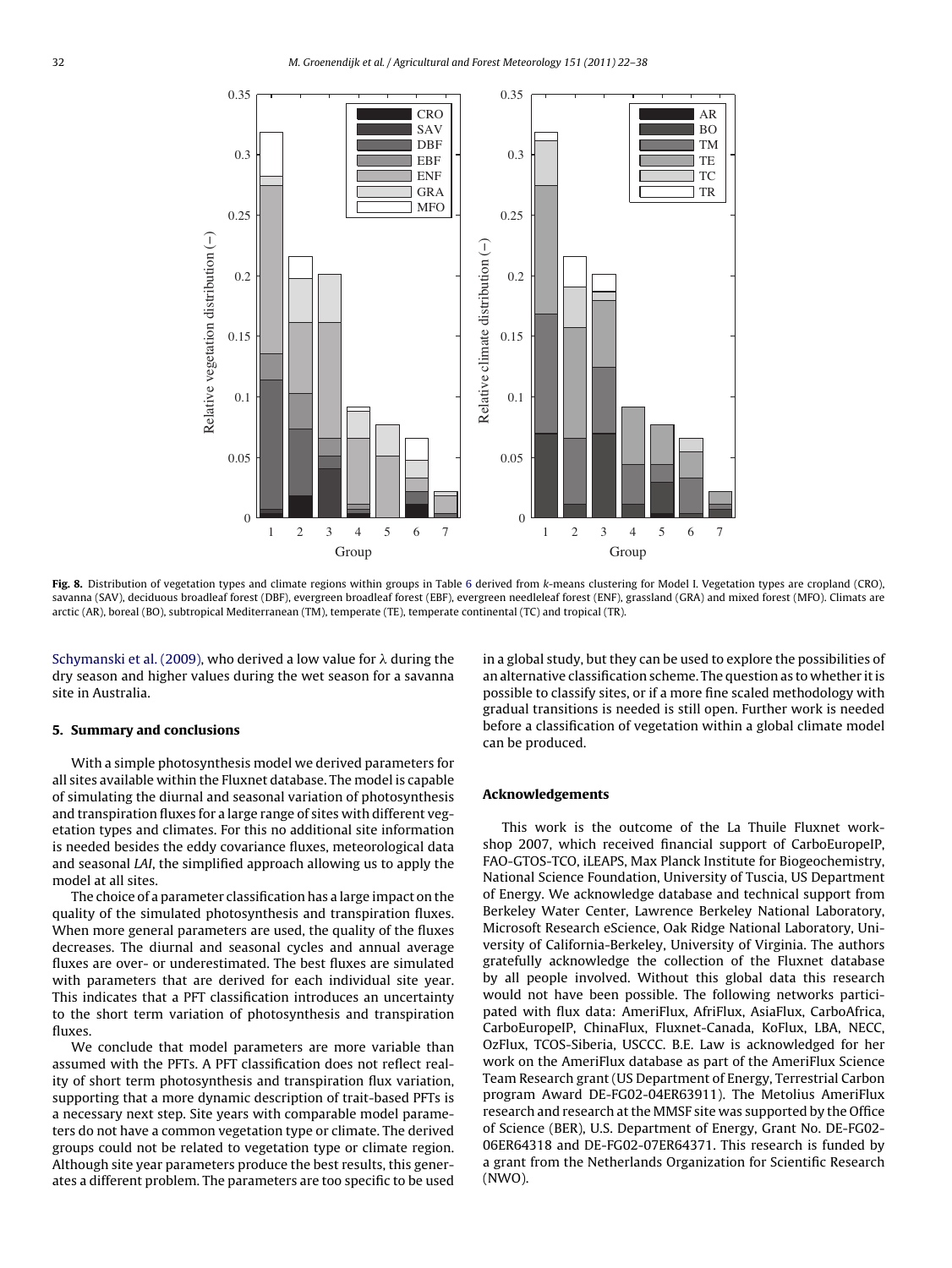Fig. 8. Distribution of vegetation types and climate regions within groups in Table 6 derived from *k*-means clustering for Model I. Vegetation types are cropland (CRO), savanna (SAV), deciduous broadleaf forest (DBF), evergreen broadleaf forest (EBF), evergreen needleleaf forest (ENF), grassland (GRA) and mixed forest (MFO). Climats are arctic (AR), boreal (BO), subtropical Mediterranean (TM), temperate (TE), temperate continental (TC) and tropical (TR).

Schymanski et al. (2009), who derived a low value for λ during the dry season and higher values during the wet season for a savanna site in Australia.

## 5. Summary and conclusions

With a simple photosynthesis model we derived parameters for all sites available within the Fluxnet database. The model is capable of simulating the diurnal and seasonal variation of photosynthesis and transpiration fluxes for a large range of sites with different vegetation types and climates. For this no additional site information is needed besides the eddy covariance fluxes, meteorological data and seasonal *LAI*, the simplified approach allowing us to apply the model at all sites.

The choice of a parameter classification has a large impact on the quality of the simulated photosynthesis and transpiration fluxes. When more general parameters are used, the quality of the fluxes decreases. The diurnal and seasonal cycles and annual average fluxes are over- or underestimated. The best fluxes are simulated with parameters that are derived for each individual site year. This indicates that a PFT classification introduces an uncertainty to the short term variation of photosynthesis and transpiration fluxes.

We conclude that model parameters are more variable than assumed with the PFTs. A PFT classification does not reflect reality of short term photosynthesis and transpiration flux variation, supporting that a more dynamic description of trait-based PFTs is a necessary next step. Site years with comparable model parameters do not have a common vegetation type or climate. The derived groups could not be related to vegetation type or climate region. Although site year parameters produce the best results, this generates a different problem. The parameters are too specific to be used in a global study, but they can be used to explore the possibilities of an alternative classification scheme. The question as to whether it is possible to classify sites, or if a more fine scaled methodology with gradual transitions is needed is still open. Further work is needed before a classification of vegetation within a global climate model can be produced.

### Acknowledgements

This work is the outcome of the La Thuile Fluxnet workshop 2007, which received financial support of CarboEuropeIP, FAO-GTOS-TCO, iLEAPS, Max Planck Institute for Biogeochemistry, National Science Foundation, University of Tuscia, US Department of Energy. We acknowledge database and technical support from Berkeley Water Center, Lawrence Berkeley National Laboratory, Microsoft Research eScience, Oak Ridge National Laboratory, University of California-Berkeley, University of Virginia. The authors gratefully acknowledge the collection of the Fluxnet database by all people involved. Without this global data this research would not have been possible. The following networks participated with flux data: AmeriFlux, AfriFlux, AsiaFlux, CarboAfrica, CarboEuropeIP, ChinaFlux, Fluxnet-Canada, KoFlux, LBA, NECC, OzFlux, TCOS-Siberia, USCCC. B.E. Law is acknowledged for her work on the AmeriFlux database as part of the AmeriFlux Science Team Research grant (US Department of Energy, Terrestrial Carbon program Award DE-FG02-04ER63911). The Metolius AmeriFlux research and research at the MMSF site was supported by the Office of Science (BER), U.S. Department of Energy, Grant No. DE-FG02-06ER64318 and DE-FG02-07ER64371. This research is funded by a grant from the Netherlands Organization for Scientific Research (NWO).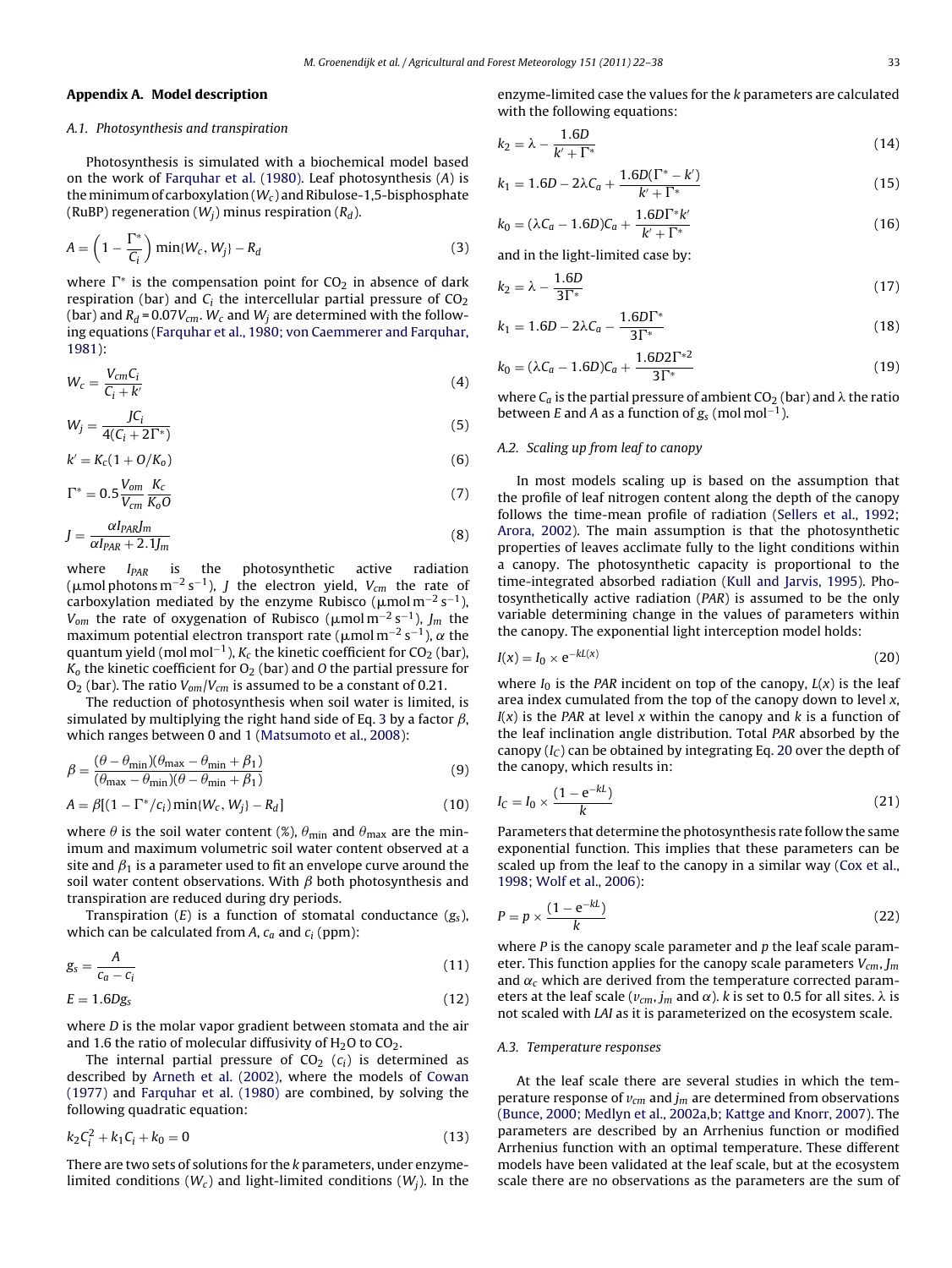## Appendix A. Model description

### A.1. Photosynthesis and transpiration

Photosynthesis is simulated with a biochemical model based on the work of Farquhar et al. (1980). Leaf photosynthesis ($A$) is the minimum of carboxylation ($W_c$) and Ribulose-1,5-bisphosphate (RuBP) regeneration ($W_j$) minus respiration ($R_d$).

$$A = \left(1 - \frac{\Gamma^*}{C_i}\right) \min\{W_c, W_j\} - R_d \tag{3}$$

where $\Gamma^*$ is the compensation point for $CO_2$ in absence of dark respiration (bar) and $C_i$ the intercellular partial pressure of $CO_2$ (bar) and $R_d = 0.07V_{cm}$. $W_c$ and $W_j$ are determined with the following equations (Farquhar et al., 1980; von Caemmerer and Farquhar, 1981):

$$W_c = \frac{V_{cm}C_i}{C_i + k'} \tag{4}$$

$$W_j = \frac{JC_i}{4(C_i + 2\Gamma^*)} \tag{5}$$

$$k' = K_c(1 + O/K_o) \tag{6}$$

$$\Gamma^* = 0.5\frac{V_{om}}{V_{cm}}\frac{K_c}{K_oO} \tag{7}$$

$$J = \frac{\alpha I_{PAR}J_m}{\alpha I_{PAR} + 2.1J_m} \tag{8}$$

where $I_{PAR}$ is the photosynthetic active radiation ($\mu$mol photons m$^{-2}$ s$^{-1}$), $J$ the electron yield, $V_{cm}$ the rate of carboxylation mediated by the enzyme Rubisco ($\mu$mol m$^{-2}$ s$^{-1}$), $V_{om}$ the rate of oxygenation of Rubisco ($\mu$mol m$^{-2}$ s$^{-1}$), $J_m$ the maximum potential electron transport rate ($\mu$mol m$^{-2}$ s$^{-1}$), $\alpha$ the quantum yield (mol mol$^{-1}$), $K_c$ the kinetic coefficient for $CO_2$ (bar), $K_o$ the kinetic coefficient for $O_2$ (bar) and $O$ the partial pressure for $O_2$ (bar). The ratio $V_{om}/V_{cm}$ is assumed to be a constant of 0.21.

The reduction of photosynthesis when soil water is limited, is simulated by multiplying the right hand side of Eq. 3 by a factor $\beta$, which ranges between 0 and 1 (Matsumoto et al., 2008):

$$\beta = \frac{(\theta - \theta_{\min})(\theta_{\max} - \theta_{\min} + \beta_1)}{(\theta_{\max} - \theta_{\min})(\theta - \theta_{\min} + \beta_1)} \tag{9}$$

$$A = \beta[(1 - \Gamma^*/c_i)\min\{W_c, W_j\} - R_d] \tag{10}$$

where $\theta$ is the soil water content (%), $\theta_{\min}$ and $\theta_{\max}$ are the minimum and maximum volumetric soil water content observed at a site and $\beta_1$ is a parameter used to fit an envelope curve around the soil water content observations. With $\beta$ both photosynthesis and transpiration are reduced during dry periods.

Transpiration ($E$) is a function of stomatal conductance ($g_s$), which can be calculated from $A$, $c_a$ and $c_i$ (ppm):

$$g_s = \frac{A}{c_a - c_i} \tag{11}$$

$$E = 1.6Dg_s \tag{12}$$

where $D$ is the molar vapor gradient between stomata and the air and 1.6 the ratio of molecular diffusivity of $H_2O$ to $CO_2$.

The internal partial pressure of $CO_2$ ($c_i$) is determined as described by Arneth et al. (2002), where the models of Cowan (1977) and Farquhar et al. (1980) are combined, by solving the following quadratic equation:

$$k_2C_i^2 + k_1C_i + k_0 = 0 \tag{13}$$

There are two sets of solutions for the $k$ parameters, under enzyme-limited conditions ($W_c$) and light-limited conditions ($W_j$). In the enzyme-limited case the values for the $k$ parameters are calculated with the following equations:

$$k_2 = \lambda - \frac{1.6D}{k' + \Gamma^*} \tag{14}$$

$$k_1 = 1.6D - 2\lambda C_a + \frac{1.6D(\Gamma^* - k')}{k' + \Gamma^*} \tag{15}$$

$$k_0 = (\lambda C_a - 1.6D)C_a + \frac{1.6D\Gamma^* k'}{k' + \Gamma^*} \tag{16}$$

and in the light-limited case by:

$$k_2 = \lambda - \frac{1.6D}{3\Gamma^*} \tag{17}$$

$$k_1 = 1.6D - 2\lambda C_a - \frac{1.6D\Gamma^*}{3\Gamma^*} \tag{18}$$

$$k_0 = (\lambda C_a - 1.6D)C_a + \frac{1.6D2\Gamma^{*2}}{3\Gamma^*} \tag{19}$$

where $C_a$ is the partial pressure of ambient $CO_2$ (bar) and $\lambda$ the ratio between $E$ and $A$ as a function of $g_s$ (mol mol$^{-1}$).

### A.2. Scaling up from leaf to canopy

In most models scaling up is based on the assumption that the profile of leaf nitrogen content along the depth of the canopy follows the time-mean profile of radiation (Sellers et al., 1992; Arora, 2002). The main assumption is that the photosynthetic properties of leaves acclimate fully to the light conditions within a canopy. The photosynthetic capacity is proportional to the time-integrated absorbed radiation (Kull and Jarvis, 1995). Photosynthetically active radiation (*PAR*) is assumed to be the only variable determining change in the values of parameters within the canopy. The exponential light interception model holds:

$$I(x) = I_0 \times e^{-kL(x)} \tag{20}$$

where $I_0$ is the *PAR* incident on top of the canopy, $L(x)$ is the leaf area index cumulated from the top of the canopy down to level $x$, $I(x)$ is the *PAR* at level $x$ within the canopy and $k$ is a function of the leaf inclination angle distribution. Total *PAR* absorbed by the canopy ($I_C$) can be obtained by integrating Eq. 20 over the depth of the canopy, which results in:

$$I_C = I_0 \times \frac{(1 - e^{-kL})}{k} \tag{21}$$

Parameters that determine the photosynthesis rate follow the same exponential function. This implies that these parameters can be scaled up from the leaf to the canopy in a similar way (Cox et al., 1998; Wolf et al., 2006):

$$P = p \times \frac{(1 - e^{-kL})}{k} \tag{22}$$

where $P$ is the canopy scale parameter and $p$ the leaf scale parameter. This function applies for the canopy scale parameters $V_{cm}$, $J_m$ and $\alpha_c$ which are derived from the temperature corrected parameters at the leaf scale ($v_{cm}$, $j_m$ and $\alpha$). $k$ is set to 0.5 for all sites. $\lambda$ is not scaled with *LAI* as it is parameterized on the ecosystem scale.

### A.3. Temperature responses

At the leaf scale there are several studies in which the temperature response of $v_{cm}$ and $j_m$ are determined from observations (Bunce, 2000; Medlyn et al., 2002a,b; Kattge and Knorr, 2007). The parameters are described by an Arrhenius function or modified Arrhenius function with an optimal temperature. These different models have been validated at the leaf scale, but at the ecosystem scale there are no observations as the parameters are the sum of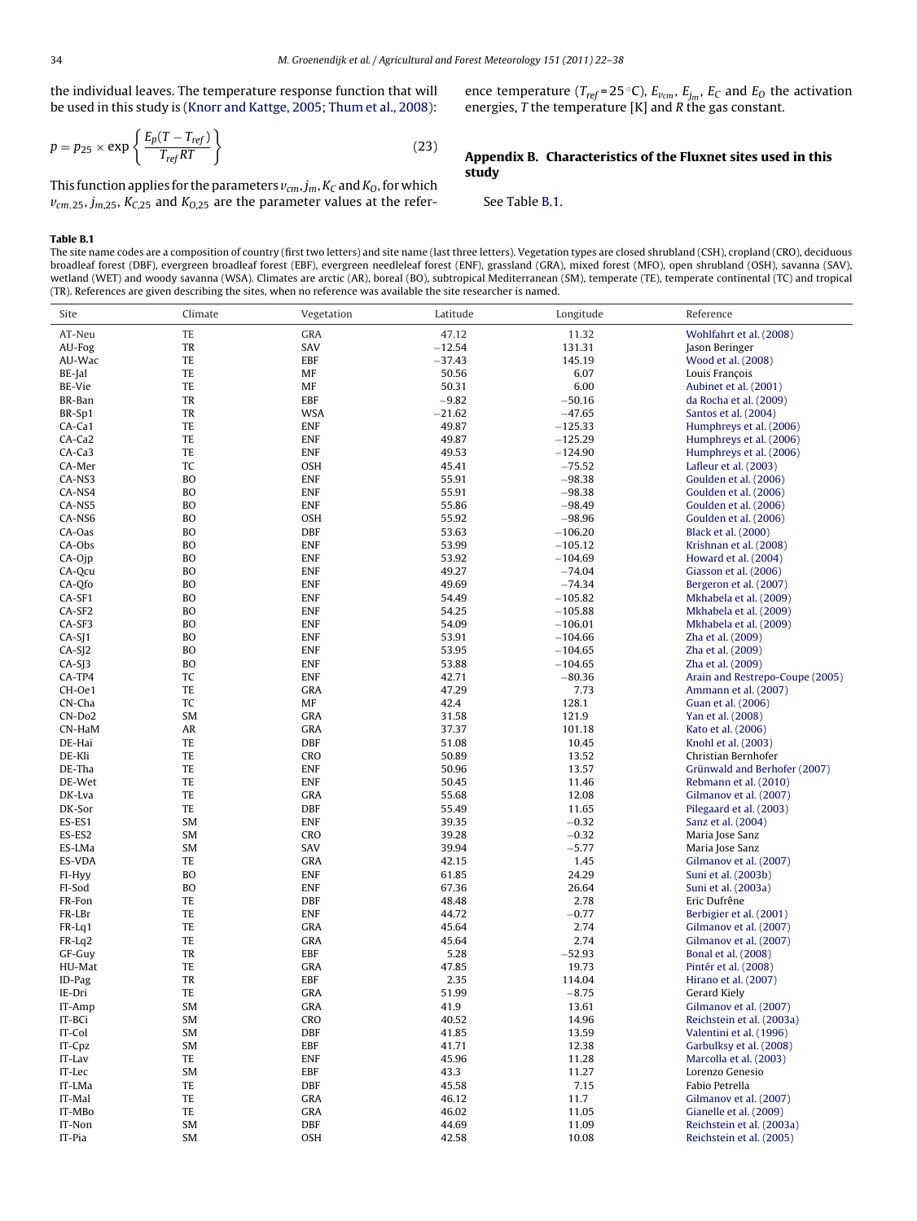the individual leaves. The temperature response function that will be used in this study is (Knorr and Kattge, 2005; Thum et al., 2008):

$$p = p_{25} \times \exp\left\{\frac{E_p(T - T_{ref})}{T_{ref}RT}\right\} \tag{23}$$

This function applies for the parameters $v_{cm}$, $j_m$, $K_C$ and $K_O$, for which $v_{cm,25}$, $j_{m,25}$, $K_{C,25}$ and $K_{O,25}$ are the parameter values at the reference temperature ($T_{ref}$ = 25 °C), $E_{v_{cm}}$, $E_{j_m}$, $E_C$ and $E_O$ the activation energies, $T$ the temperature [K] and $R$ the gas constant.

## Appendix B. Characteristics of the Fluxnet sites used in this study

See Table B.1.

**Table B.1**

The site name codes are a composition of country (first two letters) and site name (last three letters). Vegetation types are closed shrubland (CSH), cropland (CRO), deciduous broadleaf forest (DBF), evergreen broadleaf forest (EBF), evergreen needleleaf forest (ENF), grassland (GRA), mixed forest (MFO), open shrubland (OSH), savanna (SAV), wetland (WET) and woody savanna (WSA). Climates are arctic (AR), boreal (BO), subtropical Mediterranean (SM), temperate (TE), temperate continental (TC) and tropical (TR). References are given describing the sites, when no reference was available the site researcher is named.

| Site | Climate | Vegetation | Latitude | Longitude | Reference |
|---|---|---|---|---|---|
| AT-Neu | TE | GRA | 47.12 | 11.32 | Wohlfahrt et al. (2008) |
| AU-Fog | TR | SAV | −12.54 | 131.31 | Jason Beringer |
| AU-Wac | TE | EBF | −37.43 | 145.19 | Wood et al. (2008) |
| BE-Jal | TE | MF | 50.56 | 6.07 | Louis François |
| BE-Vie | TE | MF | 50.31 | 6.00 | Aubinet et al. (2001) |
| BR-Ban | TR | EBF | −9.82 | −50.16 | da Rocha et al. (2009) |
| BR-Sp1 | TR | WSA | −21.62 | −47.65 | Santos et al. (2004) |
| CA-Ca1 | TE | ENF | 49.87 | −125.33 | Humphreys et al. (2006) |
| CA-Ca2 | TE | ENF | 49.87 | −125.29 | Humphreys et al. (2006) |
| CA-Ca3 | TE | ENF | 49.53 | −124.90 | Humphreys et al. (2006) |
| CA-Mer | TC | OSH | 45.41 | −75.52 | Lafleur et al. (2003) |
| CA-NS3 | BO | ENF | 55.91 | −98.38 | Goulden et al. (2006) |
| CA-NS4 | BO | ENF | 55.91 | −98.38 | Goulden et al. (2006) |
| CA-NS5 | BO | ENF | 55.86 | −98.49 | Goulden et al. (2006) |
| CA-NS6 | BO | OSH | 55.92 | −98.96 | Goulden et al. (2006) |
| CA-Oas | BO | DBF | 53.63 | −106.20 | Black et al. (2000) |
| CA-Obs | BO | ENF | 53.99 | −105.12 | Krishnan et al. (2008) |
| CA-Ojp | BO | ENF | 53.92 | −104.69 | Howard et al. (2004) |
| CA-Qcu | BO | ENF | 49.27 | −74.04 | Giasson et al. (2006) |
| CA-Qfo | BO | ENF | 49.69 | −74.34 | Bergeron et al. (2007) |
| CA-SF1 | BO | ENF | 54.49 | −105.82 | Mkhabela et al. (2009) |
| CA-SF2 | BO | ENF | 54.25 | −105.88 | Mkhabela et al. (2009) |
| CA-SF3 | BO | ENF | 54.09 | −106.01 | Mkhabela et al. (2009) |
| CA-SJ1 | BO | ENF | 53.91 | −104.66 | Zha et al. (2009) |
| CA-SJ2 | BO | ENF | 53.95 | −104.65 | Zha et al. (2009) |
| CA-SJ3 | BO | ENF | 53.88 | −104.65 | Zha et al. (2009) |
| CA-TP4 | TC | ENF | 42.71 | −80.36 | Arain and Restrepo-Coupe (2005) |
| CH-Oe1 | TE | GRA | 47.29 | 7.73 | Ammann et al. (2007) |
| CN-Cha | TC | MF | 42.4 | 128.1 | Guan et al. (2006) |
| CN-Do2 | SM | GRA | 31.58 | 121.9 | Yan et al. (2008) |
| CN-HaM | AR | GRA | 37.37 | 101.18 | Kato et al. (2006) |
| DE-Hai | TE | DBF | 51.08 | 10.45 | Knohl et al. (2003) |
| DE-Kli | TE | CRO | 50.89 | 13.52 | Christian Bernhofer |
| DE-Tha | TE | ENF | 50.96 | 13.57 | Grünwald and Berhofer (2007) |
| DE-Wet | TE | ENF | 50.45 | 11.46 | Rebmann et al. (2010) |
| DK-Lva | TE | GRA | 55.68 | 12.08 | Gilmanov et al. (2007) |
| DK-Sor | TE | DBF | 55.49 | 11.65 | Pilegaard et al. (2003) |
| ES-ES1 | SM | ENF | 39.35 | −0.32 | Sanz et al. (2004) |
| ES-ES2 | SM | CRO | 39.28 | −0.32 | Maria Jose Sanz |
| ES-LMa | SM | SAV | 39.94 | −5.77 | Maria Jose Sanz |
| ES-VDA | TE | GRA | 42.15 | 1.45 | Gilmanov et al. (2007) |
| FI-Hyy | BO | ENF | 61.85 | 24.29 | Suni et al. (2003b) |
| FI-Sod | BO | ENF | 67.36 | 26.64 | Suni et al. (2003a) |
| FR-Fon | TE | DBF | 48.48 | 2.78 | Eric Dufrêne |
| FR-LBr | TE | ENF | 44.72 | −0.77 | Berbigier et al. (2001) |
| FR-Lq1 | TE | GRA | 45.64 | 2.74 | Gilmanov et al. (2007) |
| FR-Lq2 | TE | GRA | 45.64 | 2.74 | Gilmanov et al. (2007) |
| GF-Guy | TR | EBF | 5.28 | −52.93 | Bonal et al. (2008) |
| HU-Mat | TE | GRA | 47.85 | 19.73 | Pintér et al. (2008) |
| ID-Pag | TR | EBF | 2.35 | 114.04 | Hirano et al. (2007) |
| IE-Dri | TE | GRA | 51.99 | −8.75 | Gerard Kiely |
| IT-Amp | SM | GRA | 41.9 | 13.61 | Gilmanov et al. (2007) |
| IT-BCi | SM | CRO | 40.52 | 14.96 | Reichstein et al. (2003a) |
| IT-Col | SM | DBF | 41.85 | 13.59 | Valentini et al. (1996) |
| IT-Cpz | SM | EBF | 41.71 | 12.38 | Garbulksy et al. (2008) |
| IT-Lav | TE | ENF | 45.96 | 11.28 | Marcolla et al. (2003) |
| IT-Lec | SM | EBF | 43.3 | 11.27 | Lorenzo Genesio |
| IT-LMa | TE | DBF | 45.58 | 7.15 | Fabio Petrella |
| IT-Mal | TE | GRA | 46.12 | 11.7 | Gilmanov et al. (2007) |
| IT-MBo | TE | GRA | 46.02 | 11.05 | Gianelle et al. (2009) |
| IT-Non | SM | DBF | 44.69 | 11.09 | Reichstein et al. (2003a) |
| IT-Pia | SM | OSH | 42.58 | 10.08 | Reichstein et al. (2005) |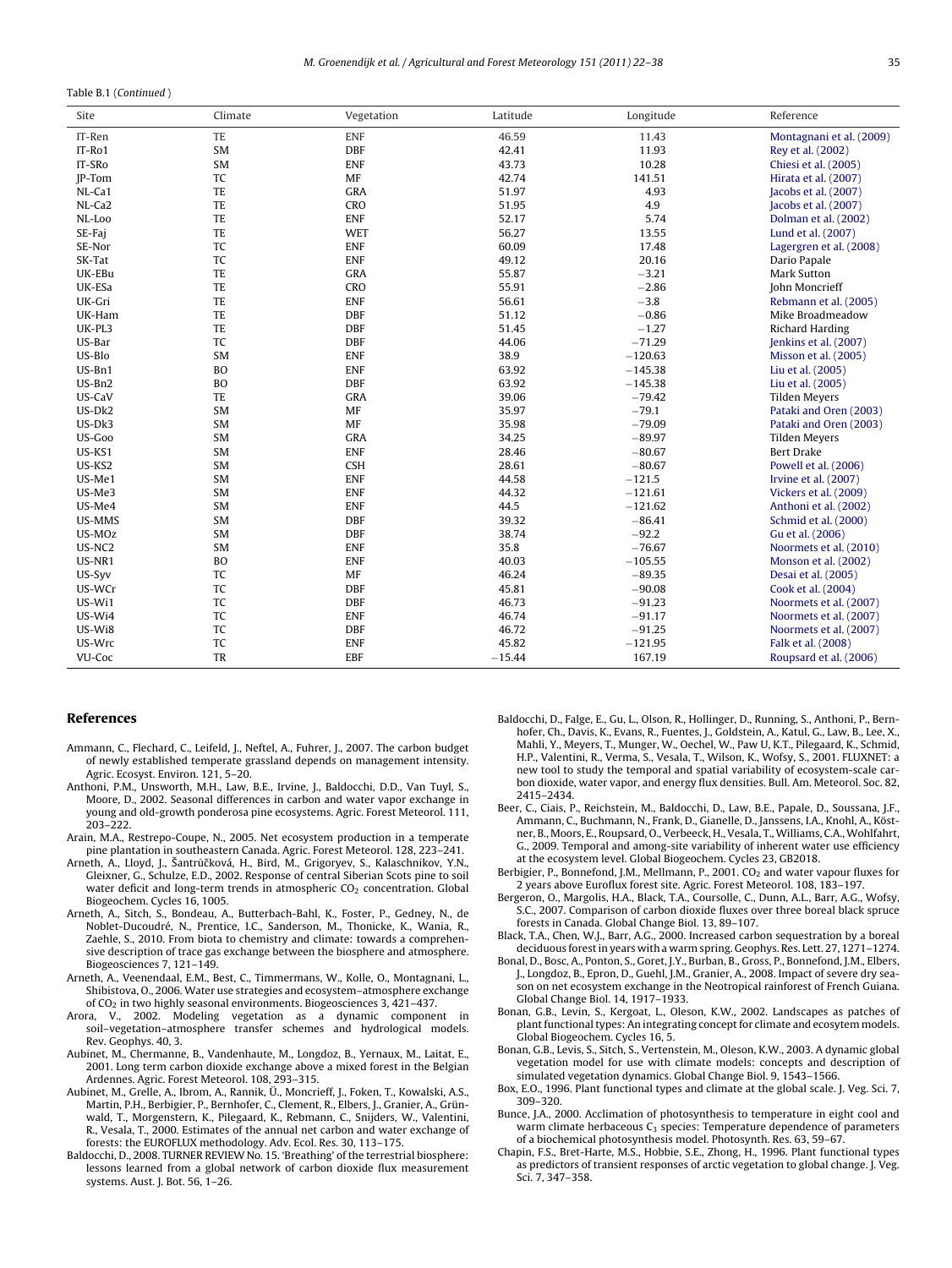Table B.1 (*Continued* )

| Site | Climate | Vegetation | Latitude | Longitude | Reference |
|---|---|---|---|---|---|
| IT-Ren | TE | ENF | 46.59 | 11.43 | Montagnani et al. (2009) |
| IT-Ro1 | SM | DBF | 42.41 | 11.93 | Rey et al. (2002) |
| IT-SRo | SM | ENF | 43.73 | 10.28 | Chiesi et al. (2005) |
| JP-Tom | TC | MF | 42.74 | 141.51 | Hirata et al. (2007) |
| NL-Ca1 | TE | GRA | 51.97 | 4.93 | Jacobs et al. (2007) |
| NL-Ca2 | TE | CRO | 51.95 | 4.9 | Jacobs et al. (2007) |
| NL-Loo | TE | ENF | 52.17 | 5.74 | Dolman et al. (2002) |
| SE-Faj | TE | WET | 56.27 | 13.55 | Lund et al. (2007) |
| SE-Nor | TC | ENF | 60.09 | 17.48 | Lagergren et al. (2008) |
| SK-Tat | TC | ENF | 49.12 | 20.16 | Dario Papale |
| UK-EBu | TE | GRA | 55.87 | −3.21 | Mark Sutton |
| UK-ESa | TE | CRO | 55.91 | −2.86 | John Moncrieff |
| UK-Gri | TE | ENF | 56.61 | −3.8 | Rebmann et al. (2005) |
| UK-Ham | TE | DBF | 51.12 | −0.86 | Mike Broadmeadow |
| UK-PL3 | TE | DBF | 51.45 | −1.27 | Richard Harding |
| US-Bar | TC | DBF | 44.06 | −71.29 | Jenkins et al. (2007) |
| US-Blo | SM | ENF | 38.9 | −120.63 | Misson et al. (2005) |
| US-Bn1 | BO | ENF | 63.92 | −145.38 | Liu et al. (2005) |
| US-Bn2 | BO | DBF | 63.92 | −145.38 | Liu et al. (2005) |
| US-CaV | TE | GRA | 39.06 | −79.42 | Tilden Meyers |
| US-Dk2 | SM | MF | 35.97 | −79.1 | Pataki and Oren (2003) |
| US-Dk3 | SM | MF | 35.98 | −79.09 | Pataki and Oren (2003) |
| US-Goo | SM | GRA | 34.25 | −89.97 | Tilden Meyers |
| US-KS1 | SM | ENF | 28.46 | −80.67 | Bert Drake |
| US-KS2 | SM | CSH | 28.61 | −80.67 | Powell et al. (2006) |
| US-Me1 | SM | ENF | 44.58 | −121.5 | Irvine et al. (2007) |
| US-Me3 | SM | ENF | 44.32 | −121.61 | Vickers et al. (2009) |
| US-Me4 | SM | ENF | 44.5 | −121.62 | Anthoni et al. (2002) |
| US-MMS | SM | DBF | 39.32 | −86.41 | Schmid et al. (2000) |
| US-MOz | SM | DBF | 38.74 | −92.2 | Gu et al. (2006) |
| US-NC2 | SM | ENF | 35.8 | −76.67 | Noormets et al. (2010) |
| US-NR1 | BO | ENF | 40.03 | −105.55 | Monson et al. (2002) |
| US-Syv | TC | MF | 46.24 | −89.35 | Desai et al. (2005) |
| US-WCr | TC | DBF | 45.81 | −90.08 | Cook et al. (2004) |
| US-Wi1 | TC | DBF | 46.73 | −91.23 | Noormets et al. (2007) |
| US-Wi4 | TC | ENF | 46.74 | −91.17 | Noormets et al. (2007) |
| US-Wi8 | TC | DBF | 46.72 | −91.25 | Noormets et al. (2007) |
| US-Wrc | TC | ENF | 45.82 | −121.95 | Falk et al. (2008) |
| VU-Coc | TR | EBF | −15.44 | 167.19 | Roupsard et al. (2006) |

## References

Ammann, C., Flechard, C., Leifeld, J., Neftel, A., Fuhrer, J., 2007. The carbon budget of newly established temperate grassland depends on management intensity. Agric. Ecosyst. Environ. 121, 5–20.

Anthoni, P.M., Unsworth, M.H., Law, B.E., Irvine, J., Baldocchi, D.D., Van Tuyl, S., Moore, D., 2002. Seasonal differences in carbon and water vapor exchange in young and old-growth ponderosa pine ecosystems. Agric. Forest Meteorol. 111, 203–222.

Arain, M.A., Restrepo-Coupe, N., 2005. Net ecosystem production in a temperate pine plantation in southeastern Canada. Agric. Forest Meteorol. 128, 223–241.

Arneth, A., Lloyd, J., Šantrůčková, H., Bird, M., Grigoryev, S., Kalaschnikov, Y.N., Gleixner, G., Schulze, E.D., 2002. Response of central Siberian Scots pine to soil water deficit and long-term trends in atmospheric $CO_2$ concentration. Global Biogeochem. Cycles 16, 1005.

Arneth, A., Sitch, S., Bondeau, A., Butterbach-Bahl, K., Foster, P., Gedney, N., de Noblet-Ducoudré, N., Prentice, I.C., Sanderson, M., Thonicke, K., Wania, R., Zaehle, S., 2010. From biota to chemistry and climate: towards a comprehensive description of trace gas exchange between the biosphere and atmosphere. Biogeosciences 7, 121–149.

Arneth, A., Veenendaal, E.M., Best, C., Timmermans, W., Kolle, O., Montagnani, L., Shibistova, O., 2006. Water use strategies and ecosystem–atmosphere exchange of $CO_2$ in two highly seasonal environments. Biogeosciences 3, 421–437.

Arora, V., 2002. Modeling vegetation as a dynamic component in soil–vegetation–atmosphere transfer schemes and hydrological models. Rev. Geophys. 40, 3.

Aubinet, M., Chermanne, B., Vandenhaute, M., Longdoz, B., Yernaux, M., Laitat, E., 2001. Long term carbon dioxide exchange above a mixed forest in the Belgian Ardennes. Agric. Forest Meteorol. 108, 293–315.

Aubinet, M., Grelle, A., Ibrom, A., Rannik, Ü., Moncrieff, J., Foken, T., Kowalski, A.S., Martin, P.H., Berbigier, P., Bernhofer, C., Clement, R., Elbers, J., Granier, A., Grünwald, T., Morgenstern, K., Pilegaard, K., Rebmann, C., Snijders, W., Valentini, R., Vesala, T., 2000. Estimates of the annual net carbon and water exchange of forests: the EUROFLUX methodology. Adv. Ecol. Res. 30, 113–175.

Baldocchi, D., 2008. TURNER REVIEW No. 15. 'Breathing' of the terrestrial biosphere: lessons learned from a global network of carbon dioxide flux measurement systems. Aust. J. Bot. 56, 1–26.

Baldocchi, D., Falge, E., Gu, L., Olson, R., Hollinger, D., Running, S., Anthoni, P., Bernhofer, Ch., Davis, K., Evans, R., Fuentes, J., Goldstein, A., Katul, G., Law, B., Lee, X., Mahli, Y., Meyers, T., Munger, W., Oechel, W., Paw U, K.T., Pilegaard, K., Schmid, H.P., Valentini, R., Verma, S., Vesala, T., Wilson, K., Wofsy, S., 2001. FLUXNET: a new tool to study the temporal and spatial variability of ecosystem-scale carbon dioxide, water vapor, and energy flux densities. Bull. Am. Meteorol. Soc. 82, 2415–2434.

Beer, C., Ciais, P., Reichstein, M., Baldocchi, D., Law, B.E., Papale, D., Soussana, J.F., Ammann, C., Buchmann, N., Frank, D., Gianelle, D., Janssens, I.A., Knohl, A., Köstner, B., Moors, E., Roupsard, O., Verbeeck, H., Vesala, T., Williams, C.A., Wohlfahrt, G., 2009. Temporal and among-site variability of inherent water use efficiency at the ecosystem level. Global Biogeochem. Cycles 23, GB2018.

Berbigier, P., Bonnefond, J.M., Mellmann, P., 2001. $CO_2$ and water vapour fluxes for 2 years above Euroflux forest site. Agric. Forest Meteorol. 108, 183–197.

Bergeron, O., Margolis, H.A., Black, T.A., Coursolle, C., Dunn, A.L., Barr, A.G., Wofsy, S.C., 2007. Comparison of carbon dioxide fluxes over three boreal black spruce forests in Canada. Global Change Biol. 13, 89–107.

Black, T.A., Chen, W.J., Barr, A.G., 2000. Increased carbon sequestration by a boreal deciduous forest in years with a warm spring. Geophys. Res. Lett. 27, 1271–1274.

Bonal, D., Bosc, A., Ponton, S., Goret, J.Y., Burban, B., Gross, P., Bonnefond, J.M., Elbers, J., Longdoz, B., Epron, D., Guehl, J.M., Granier, A., 2008. Impact of severe dry season on net ecosystem exchange in the Neotropical rainforest of French Guiana. Global Change Biol. 14, 1917–1933.

Bonan, G.B., Levin, S., Kergoat, L., Oleson, K.W., 2002. Landscapes as patches of plant functional types: An integrating concept for climate and ecosytem models. Global Biogeochem. Cycles 16, 5.

Bonan, G.B., Levis, S., Sitch, S., Vertenstein, M., Oleson, K.W., 2003. A dynamic global vegetation model for use with climate models: concepts and description of simulated vegetation dynamics. Global Change Biol. 9, 1543–1566.

Box, E.O., 1996. Plant functional types and climate at the global scale. J. Veg. Sci. 7, 309–320.

Bunce, J.A., 2000. Acclimation of photosynthesis to temperature in eight cool and warm climate herbaceous $C_3$ species: Temperature dependence of parameters of a biochemical photosynthesis model. Photosynth. Res. 63, 59–67.

Chapin, F.S., Bret-Harte, M.S., Hobbie, S.E., Zhong, H., 1996. Plant functional types as predictors of transient responses of arctic vegetation to global change. J. Veg. Sci. 7, 347–358.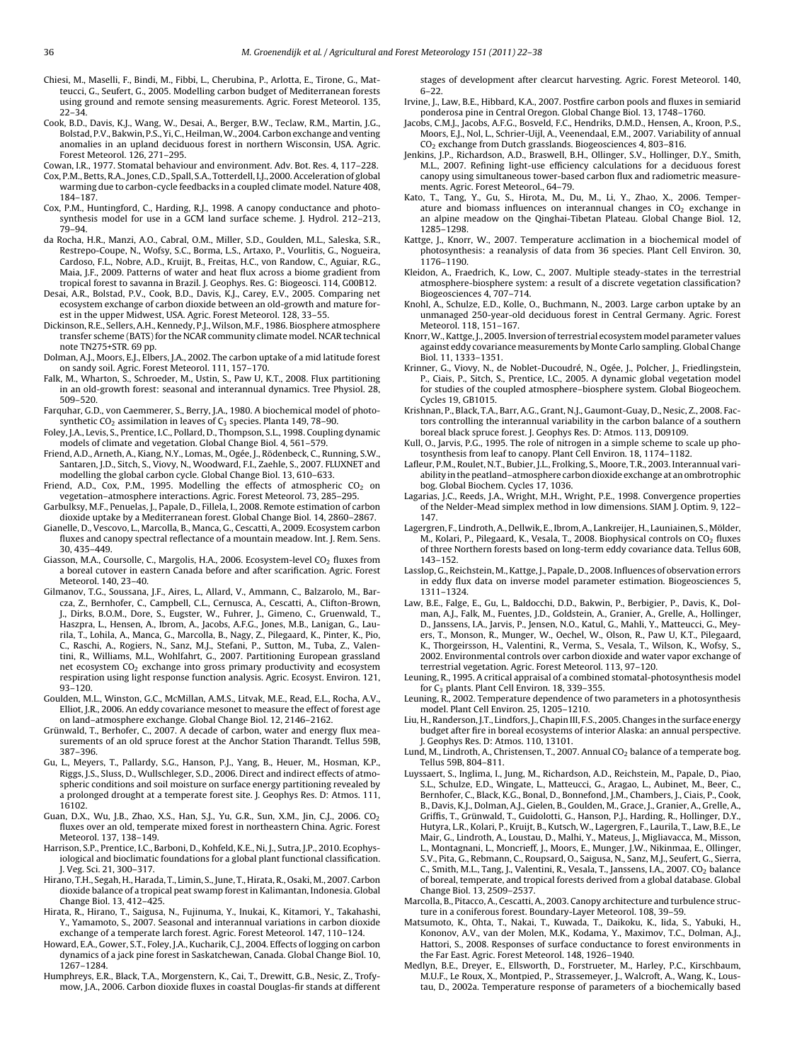Chiesi, M., Maselli, F., Bindi, M., Fibbi, L., Cherubina, P., Arlotta, E., Tirone, G., Matteucci, G., Seufert, G., 2005. Modelling carbon budget of Mediterranean forests using ground and remote sensing measurements. Agric. Forest Meteorol. 135, 22–34.

Cook, B.D., Davis, K.J., Wang, W., Desai, A., Berger, B.W., Teclaw, R.M., Martin, J.G., Bolstad, P.V., Bakwin, P.S., Yi, C., Heilman, W., 2004. Carbon exchange and venting anomalies in an upland deciduous forest in northern Wisconsin, USA. Agric. Forest Meteorol. 126, 271–295.

Cowan, I.R., 1977. Stomatal behaviour and environment. Adv. Bot. Res. 4, 117–228.

Cox, P.M., Betts, R.A., Jones, C.D., Spall, S.A., Totterdell, I.J., 2000. Acceleration of global warming due to carbon-cycle feedbacks in a coupled climate model. Nature 408, 184–187.

Cox, P.M., Huntingford, C., Harding, R.J., 1998. A canopy conductance and photosynthesis model for use in a GCM land surface scheme. J. Hydrol. 212–213, 79–94.

da Rocha, H.R., Manzi, A.O., Cabral, O.M., Miller, S.D., Goulden, M.L., Saleska, S.R., Restrepo-Coupe, N., Wofsy, S.C., Borma, L.S., Artaxo, P., Vourlitis, G., Nogueira, Cardoso, F.L., Nobre, A.D., Kruijt, B., Freitas, H.C., von Randow, C., Aguiar, R.G., Maia, J.F., 2009. Patterns of water and heat flux across a biome gradient from tropical forest to savanna in Brazil. J. Geophys. Res. G: Biogeosci. 114, G00B12.

Desai, A.R., Bolstad, P.V., Cook, B.D., Davis, K.J., Carey, E.V., 2005. Comparing net ecosystem exchange of carbon dioxide between an old-growth and mature forest in the upper Midwest, USA. Agric. Forest Meteorol. 128, 33–55.

Dickinson, R.E., Sellers, A.H., Kennedy, P.J., Wilson, M.F., 1986. Biosphere atmosphere transfer scheme (BATS) for the NCAR community climate model. NCAR technical note TN275+STR. 69 pp.

Dolman, A.J., Moors, E.J., Elbers, J.A., 2002. The carbon uptake of a mid latitude forest on sandy soil. Agric. Forest Meteorol. 111, 157–170.

Falk, M., Wharton, S., Schroeder, M., Ustin, S., Paw U, K.T., 2008. Flux partitioning in an old-growth forest: seasonal and interannual dynamics. Tree Physiol. 28, 509–520.

Farquhar, G.D., von Caemmerer, S., Berry, J.A., 1980. A biochemical model of photosynthetic $CO_2$ assimilation in leaves of $C_3$ species. Planta 149, 78–90.

Foley, J.A., Levis, S., Prentice, I.C., Pollard, D., Thompson, S.L., 1998. Coupling dynamic models of climate and vegetation. Global Change Biol. 4, 561–579.

Friend, A.D., Arneth, A., Kiang, N.Y., Lomas, M., Ogée, J., Rödenbeck, C., Running, S.W., Santaren, J.D., Sitch, S., Viovy, N., Woodward, F.I., Zaehle, S., 2007. FLUXNET and modelling the global carbon cycle. Global Change Biol. 13, 610–633.

Friend, A.D., Cox, P.M., 1995. Modelling the effects of atmospheric $CO_2$ on vegetation–atmosphere interactions. Agric. Forest Meteorol. 73, 285–295.

Garbulksy, M.F., Penuelas, J., Papale, D., Fillela, I., 2008. Remote estimation of carbon dioxide uptake by a Mediterranean forest. Global Change Biol. 14, 2860–2867.

Gianelle, D., Vescovo, L., Marcolla, B., Manca, G., Cescatti, A., 2009. Ecosystem carbon fluxes and canopy spectral reflectance of a mountain meadow. Int. J. Rem. Sens. 30, 435–449.

Giasson, M.A., Coursolle, C., Margolis, H.A., 2006. Ecosystem-level $CO_2$ fluxes from a boreal cutover in eastern Canada before and after scarification. Agric. Forest Meteorol. 140, 23–40.

Gilmanov, T.G., Soussana, J.F., Aires, L., Allard, V., Ammann, C., Balzarolo, M., Barcza, Z., Bernhofer, C., Campbell, C.L., Cernusca, A., Cescatti, A., Clifton-Brown, J., Dirks, B.O.M., Dore, S., Eugster, W., Fuhrer, J., Gimeno, C., Gruenwald, T., Haszpra, L., Hensen, A., Ibrom, A., Jacobs, A.F.G., Jones, M.B., Lanigan, G., Laurila, T., Lohila, A., Manca, G., Marcolla, B., Nagy, Z., Pilegaard, K., Pinter, K., Pio, C., Raschi, A., Rogiers, N., Sanz, M.J., Stefani, P., Sutton, M., Tuba, Z., Valentini, R., Williams, M.L., Wohlfahrt, G., 2007. Partitioning European grassland net ecosystem $CO_2$ exchange into gross primary productivity and ecosystem respiration using light response function analysis. Agric. Ecosyst. Environ. 121, 93–120.

Goulden, M.L., Winston, G.C., McMillan, A.M.S., Litvak, M.E., Read, E.L., Rocha, A.V., Elliot, J.R., 2006. An eddy covariance mesonet to measure the effect of forest age on land–atmosphere exchange. Global Change Biol. 12, 2146–2162.

Grünwald, T., Berhofer, C., 2007. A decade of carbon, water and energy flux measurements of an old spruce forest at the Anchor Station Tharandt. Tellus 59B, 387–396.

Gu, L., Meyers, T., Pallardy, S.G., Hanson, P.J., Yang, B., Heuer, M., Hosman, K.P., Riggs, J.S., Sluss, D., Wullschleger, S.D., 2006. Direct and indirect effects of atmospheric conditions and soil moisture on surface energy partitioning revealed by a prolonged drought at a temperate forest site. J. Geophys Res. D: Atmos. 111, 16102.

Guan, D.X., Wu, J.B., Zhao, X.S., Han, S.J., Yu, G.R., Sun, X.M., Jin, C.J., 2006. $CO_2$ fluxes over an old, temperate mixed forest in northeastern China. Agric. Forest Meteorol. 137, 138–149.

Harrison, S.P., Prentice, I.C., Barboni, D., Kohfeld, K.E., Ni, J., Sutra, J.P., 2010. Ecophysiological and bioclimatic foundations for a global plant functional classification. J. Veg. Sci. 21, 300–317.

Hirano, T.H., Segah, H., Harada, T., Limin, S., June, T., Hirata, R., Osaki, M., 2007. Carbon dioxide balance of a tropical peat swamp forest in Kalimantan, Indonesia. Global Change Biol. 13, 412–425.

Hirata, R., Hirano, T., Saigusa, N., Fujinuma, Y., Inukai, K., Kitamori, Y., Takahashi, Y., Yamamoto, S., 2007. Seasonal and interannual variations in carbon dioxide exchange of a temperate larch forest. Agric. Forest Meteorol. 147, 110–124.

Howard, E.A., Gower, S.T., Foley, J.A., Kucharik, C.J., 2004. Effects of logging on carbon dynamics of a jack pine forest in Saskatchewan, Canada. Global Change Biol. 10, 1267–1284.

Humphreys, E.R., Black, T.A., Morgenstern, K., Cai, T., Drewitt, G.B., Nesic, Z., Trofymow, J.A., 2006. Carbon dioxide fluxes in coastal Douglas-fir stands at different stages of development after clearcut harvesting. Agric. Forest Meteorol. 140, 6–22.

Irvine, J., Law, B.E., Hibbard, K.A., 2007. Postfire carbon pools and fluxes in semiarid ponderosa pine in Central Oregon. Global Change Biol. 13, 1748–1760.

Jacobs, C.M.J., Jacobs, A.F.G., Bosveld, F.C., Hendriks, D.M.D., Hensen, A., Kroon, P.S., Moors, E.J., Nol, L., Schrier-Uijl, A., Veenendaal, E.M., 2007. Variability of annual $CO_2$ exchange from Dutch grasslands. Biogeosciences 4, 803–816.

Jenkins, J.P., Richardson, A.D., Braswell, B.H., Ollinger, S.V., Hollinger, D.Y., Smith, M.L., 2007. Refining light-use efficiency calculations for a deciduous forest canopy using simultaneous tower-based carbon flux and radiometric measurements. Agric. Forest Meteorol., 64–79.

Kato, T., Tang, Y., Gu, S., Hirota, M., Du, M., Li, Y., Zhao, X., 2006. Temperature and biomass influences on interannual changes in $CO_2$ exchange in an alpine meadow on the Qinghai-Tibetan Plateau. Global Change Biol. 12, 1285–1298.

Kattge, J., Knorr, W., 2007. Temperature acclimation in a biochemical model of photosynthesis: a reanalysis of data from 36 species. Plant Cell Environ. 30, 1176–1190.

Kleidon, A., Fraedrich, K., Low, C., 2007. Multiple steady-states in the terrestrial atmosphere-biosphere system: a result of a discrete vegetation classification? Biogeosciences 4, 707–714.

Knohl, A., Schulze, E.D., Kolle, O., Buchmann, N., 2003. Large carbon uptake by an unmanaged 250-year-old deciduous forest in Central Germany. Agric. Forest Meteorol. 118, 151–167.

Knorr, W., Kattge, J., 2005. Inversion of terrestrial ecosystem model parameter values against eddy covariance measurements by Monte Carlo sampling. Global Change Biol. 11, 1333–1351.

Krinner, G., Viovy, N., de Noblet-Ducoudré, N., Ogée, J., Polcher, J., Friedlingstein, P., Ciais, P., Sitch, S., Prentice, I.C., 2005. A dynamic global vegetation model for studies of the coupled atmosphere–biosphere system. Global Biogeochem. Cycles 19, GB1015.

Krishnan, P., Black, T.A., Barr, A.G., Grant, N.J., Gaumont-Guay, D., Nesic, Z., 2008. Factors controlling the interannual variability in the carbon balance of a southern boreal black spruce forest. J. Geophys Res. D: Atmos. 113, D09109.

Kull, O., Jarvis, P.G., 1995. The role of nitrogen in a simple scheme to scale up photosynthesis from leaf to canopy. Plant Cell Environ. 18, 1174–1182.

Lafleur, P.M., Roulet, N.T., Bubier, J.L., Frolking, S., Moore, T.R., 2003. Interannual variability in the peatland–atmosphere carbon dioxide exchange at an ombrotrophic bog. Global Biochem. Cycles 17, 1036.

Lagarias, J.C., Reeds, J.A., Wright, M.H., Wright, P.E., 1998. Convergence properties of the Nelder-Mead simplex method in low dimensions. SIAM J. Optim. 9, 122–147.

Lagergren, F., Lindroth, A., Dellwik, E., Ibrom, A., Lankreijer, H., Launiainen, S., Mölder, M., Kolari, P., Pilegaard, K., Vesala, T., 2008. Biophysical controls on $CO_2$ fluxes of three Northern forests based on long-term eddy covariance data. Tellus 60B, 143–152.

Lasslop, G., Reichstein, M., Kattge, J., Papale, D., 2008. Influences of observation errors in eddy flux data on inverse model parameter estimation. Biogeosciences 5, 1311–1324.

Law, B.E., Falge, E., Gu, L., Baldocchi, D.D., Bakwin, P., Berbigier, P., Davis, K., Dolman, A.J., Falk, M., Fuentes, J.D., Goldstein, A., Granier, A., Grelle, A., Hollinger, D., Janssens, I.A., Jarvis, P., Jensen, N.O., Katul, G., Mahli, Y., Matteucci, G., Meyers, T., Monson, R., Munger, W., Oechel, W., Olson, R., Paw U, K.T., Pilegaard, K., Thorgeirsson, H., Valentini, R., Verma, S., Vesala, T., Wilson, K., Wofsy, S., 2002. Environmental controls over carbon dioxide and water vapor exchange of terrestrial vegetation. Agric. Forest Meteorol. 113, 97–120.

Leuning, R., 1995. A critical appraisal of a combined stomatal-photosynthesis model for $C_3$ plants. Plant Cell Environ. 18, 339–355.

Leuning, R., 2002. Temperature dependence of two parameters in a photosynthesis model. Plant Cell Environ. 25, 1205–1210.

Liu, H., Randerson, J.T., Lindfors, J., Chapin III, F.S., 2005. Changes in the surface energy budget after fire in boreal ecosystems of interior Alaska: an annual perspective. J. Geophys Res. D: Atmos. 110, 13101.

Lund, M., Lindroth, A., Christensen, T., 2007. Annual $CO_2$ balance of a temperate bog. Tellus 59B, 804–811.

Luyssaert, S., Inglima, I., Jung, M., Richardson, A.D., Reichstein, M., Papale, D., Piao, S.L., Schulze, E.D., Wingate, L., Matteucci, G., Aragao, L., Aubinet, M., Beer, C., Bernhofer, C., Black, K.G., Bonal, D., Bonnefond, J.M., Chambers, J., Ciais, P., Cook, B., Davis, K.J., Dolman, A.J., Gielen, B., Goulden, M., Grace, J., Granier, A., Grelle, A., Griffis, T., Grünwald, T., Guidolotti, G., Hanson, P.J., Harding, R., Hollinger, D.Y., Hutyra, L.R., Kolari, P., Kruijt, B., Kutsch, W., Lagergren, F., Laurila, T., Law, B.E., Le Mair, G., Lindroth, A., Loustau, D., Malhi, Y., Mateus, J., Migliavacca, M., Misson, L., Montagnani, L., Moncrieff, J., Moors, E., Munger, J.W., Nikinmaa, E., Ollinger, S.V., Pita, G., Rebmann, C., Roupsard, O., Saigusa, N., Sanz, M.J., Seufert, G., Sierra, C., Smith, M.L., Tang, J., Valentini, R., Vesala, T., Janssens, I.A., 2007. $CO_2$ balance of boreal, temperate, and tropical forests derived from a global database. Global Change Biol. 13, 2509–2537.

Marcolla, B., Pitacco, A., Cescatti, A., 2003. Canopy architecture and turbulence structure in a coniferous forest. Boundary-Layer Meteorol. 108, 39–59.

Matsumoto, K., Ohta, T., Nakai, T., Kuwada, T., Daikoku, K., Iida, S., Yabuki, H., Kononov, A.V., van der Molen, M.K., Kodama, Y., Maximov, T.C., Dolman, A.J., Hattori, S., 2008. Responses of surface conductance to forest environments in the Far East. Agric. Forest Meteorol. 148, 1926–1940.

Medlyn, B.E., Dreyer, E., Ellsworth, D., Forstrueter, M., Harley, P.C., Kirschbaum, M.U.F., Le Roux, X., Montpied, P., Strassemeyer, J., Walcroft, A., Wang, K., Loustau, D., 2002a. Temperature response of parameters of a biochemically based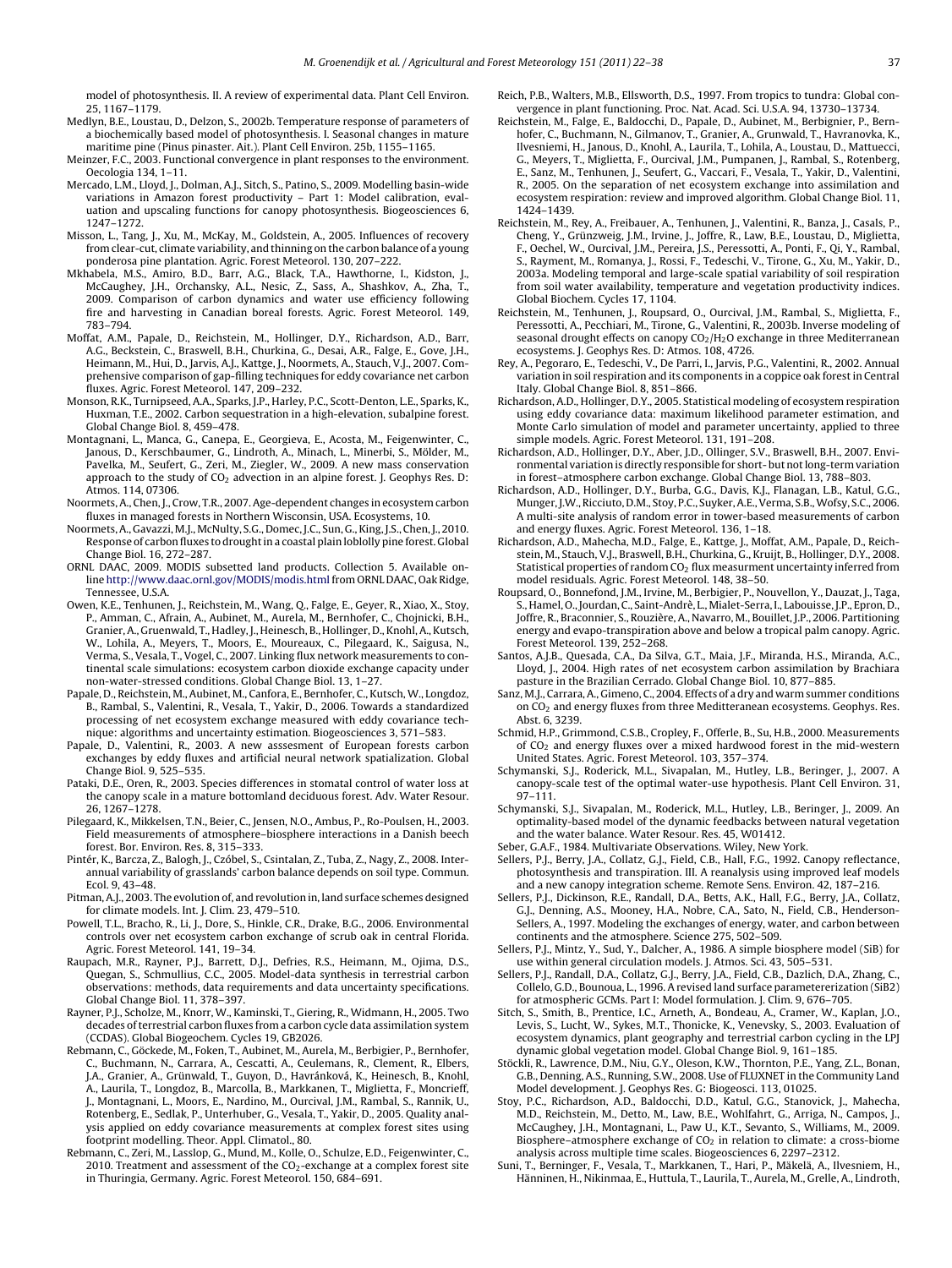model of photosynthesis. II. A review of experimental data. Plant Cell Environ. 25, 1167–1179.

Medlyn, B.E., Loustau, D., Delzon, S., 2002b. Temperature response of parameters of a biochemically based model of photosynthesis. I. Seasonal changes in mature maritime pine (Pinus pinaster. Ait.). Plant Cell Environ. 25b, 1155–1165.

Meinzer, F.C., 2003. Functional convergence in plant responses to the environment. Oecologia 134, 1–11.

Mercado, L.M., Lloyd, J., Dolman, A.J., Sitch, S., Patino, S., 2009. Modelling basin-wide variations in Amazon forest productivity – Part 1: Model calibration, evaluation and upscaling functions for canopy photosynthesis. Biogeosciences 6, 1247–1272.

Misson, L., Tang, J., Xu, M., McKay, M., Goldstein, A., 2005. Influences of recovery from clear-cut, climate variability, and thinning on the carbon balance of a young ponderosa pine plantation. Agric. Forest Meteorol. 130, 207–222.

Mkhabela, M.S., Amiro, B.D., Barr, A.G., Black, T.A., Hawthorne, I., Kidston, J., McCaughey, J.H., Orchansky, A.L., Nesic, Z., Sass, A., Shashkov, A., Zha, T., 2009. Comparison of carbon dynamics and water use efficiency following fire and harvesting in Canadian boreal forests. Agric. Forest Meteorol. 149, 783–794.

Moffat, A.M., Papale, D., Reichstein, M., Hollinger, D.Y., Richardson, A.D., Barr, A.G., Beckstein, C., Braswell, B.H., Churkina, G., Desai, A.R., Falge, E., Gove, J.H., Heimann, M., Hui, D., Jarvis, A.J., Kattge, J., Noormets, A., Stauch, V.J., 2007. Comprehensive comparison of gap-filling techniques for eddy covariance net carbon fluxes. Agric. Forest Meteorol. 147, 209–232.

Monson, R.K., Turnipseed, A.A., Sparks, J.P., Harley, P.C., Scott-Denton, L.E., Sparks, K., Huxman, T.E., 2002. Carbon sequestration in a high-elevation, subalpine forest. Global Change Biol. 8, 459–478.

Montagnani, L., Manca, G., Canepa, E., Georgieva, E., Acosta, M., Feigenwinter, C., Janous, D., Kerschbaumer, G., Lindroth, A., Minach, L., Minerbi, S., Mölder, M., Pavelka, M., Seufert, G., Zeri, M., Ziegler, W., 2009. A new mass conservation approach to the study of $CO_2$ advection in an alpine forest. J. Geophys Res. D: Atmos. 114, 07306.

Noormets, A., Chen, J., Crow, T.R., 2007. Age-dependent changes in ecosystem carbon fluxes in managed forests in Northern Wisconsin, USA. Ecosystems, 10.

Noormets, A., Gavazzi, M.J., McNulty, S.G., Domec, J.C., Sun, G., King, J.S., Chen, J., 2010. Response of carbon fluxes to drought in a coastal plain loblolly pine forest. Global Change Biol. 16, 272–287.

ORNL DAAC, 2009. MODIS subsetted land products. Collection 5. Available online http://www.daac.ornl.gov/MODIS/modis.html from ORNL DAAC, Oak Ridge, Tennessee, U.S.A.

Owen, K.E., Tenhunen, J., Reichstein, M., Wang, Q., Falge, E., Geyer, R., Xiao, X., Stoy, P., Amman, C., Afrain, A., Aubinet, M., Aurela, M., Bernhofer, C., Chojnicki, B.H., Granier, A., Gruenwald, T., Hadley, J., Heinesch, B., Hollinger, D., Knohl, A., Kutsch, W., Lohila, A., Meyers, T., Moors, E., Moureaux, C., Pilegaard, K., Saigusa, N., Verma, S., Vesala, T., Vogel, C., 2007. Linking flux network measurements to continental scale simulations: ecosystem carbon dioxide exchange capacity under non-water-stressed conditions. Global Change Biol. 13, 1–27.

Papale, D., Reichstein, M., Aubinet, M., Canfora, E., Bernhofer, C., Kutsch, W., Longdoz, B., Rambal, S., Valentini, R., Vesala, T., Yakir, D., 2006. Towards a standardized processing of net ecosystem exchange measured with eddy covariance technique: algorithms and uncertainty estimation. Biogeosciences 3, 571–583.

Papale, D., Valentini, R., 2003. A new asssessment of European forests carbon exchanges by eddy fluxes and artificial neural network spatialization. Global Change Biol. 9, 525–535.

Pataki, D.E., Oren, R., 2003. Species differences in stomatal control of water loss at the canopy scale in a mature bottomland deciduous forest. Adv. Water Resour. 26, 1267–1278.

Pilegaard, K., Mikkelsen, T.N., Beier, C., Jensen, N.O., Ambus, P., Ro-Poulsen, H., 2003. Field measurements of atmosphere–biosphere interactions in a Danish beech forest. Bor. Environ. Res. 8, 315–333.

Pintér, K., Barcza, Z., Balogh, J., Czóbel, S., Csintalan, Z., Tuba, Z., Nagy, Z., 2008. Interannual variability of grasslands' carbon balance depends on soil type. Commun. Ecol. 9, 43–48.

Pitman, A.J., 2003. The evolution of, and revolution in, land surface schemes designed for climate models. Int. J. Clim. 23, 479–510.

Powell, T.L., Bracho, R., Li, J., Dore, S., Hinkle, C.R., Drake, B.G., 2006. Environmental controls over net ecosystem carbon exchange of scrub oak in central Florida. Agric. Forest Meteorol. 141, 19–34.

Raupach, M.R., Rayner, P.J., Barrett, D.J., Defries, R.S., Heimann, M., Ojima, D.S., Quegan, S., Schmullius, C.C., 2005. Model-data synthesis in terrestrial carbon observations: methods, data requirements and data uncertainty specifications. Global Change Biol. 11, 378–397.

Rayner, P.J., Scholze, M., Knorr, W., Kaminski, T., Giering, R., Widmann, H., 2005. Two decades of terrestrial carbon fluxes from a carbon cycle data assimilation system (CCDAS). Global Biogeochem. Cycles 19, GB2026.

Rebmann, C., Göckede, M., Foken, T., Aubinet, M., Aurela, M., Berbigier, P., Bernhofer, C., Buchmann, N., Carrara, A., Cescatti, A., Ceulemans, R., Clement, R., Elbers, J.A., Granier, A., Grünwald, T., Guyon, D., Havránková, K., Heinesch, B., Knohl, A., Laurila, T., Longdoz, B., Marcolla, B., Markkanen, T., Miglietta, F., Moncrieff, J., Montagnani, L., Moors, E., Nardino, M., Ourcival, J.M., Rambal, S., Rannik, U., Rotenberg, E., Sedlak, P., Unterhuber, G., Vesala, T., Yakir, D., 2005. Quality analysis applied on eddy covariance measurements at complex forest sites using footprint modelling. Theor. Appl. Climatol., 80.

Rebmann, C., Zeri, M., Lasslop, G., Mund, M., Kolle, O., Schulze, E.D., Feigenwinter, C., 2010. Treatment and assessment of the $CO_2$-exchange at a complex forest site in Thuringia, Germany. Agric. Forest Meteorol. 150, 684–691.

Reich, P.B., Walters, M.B., Ellsworth, D.S., 1997. From tropics to tundra: Global convergence in plant functioning. Proc. Nat. Acad. Sci. U.S.A. 94, 13730–13734.

Reichstein, M., Falge, E., Baldocchi, D., Papale, D., Aubinet, M., Berbignier, P., Bernhofer, C., Buchmann, N., Gilmanov, T., Granier, A., Grunwald, T., Havranovka, K., Ilvesniemi, H., Janous, D., Knohl, A., Laurila, T., Lohila, A., Loustau, D., Mattuecci, G., Meyers, T., Miglietta, F., Ourcival, J.M., Pumpanen, J., Rambal, S., Rotenberg, E., Sanz, M., Tenhunen, J., Seufert, G., Vaccari, F., Vesala, T., Yakir, D., Valentini, R., 2005. On the separation of net ecosystem exchange into assimilation and ecosystem respiration: review and improved algorithm. Global Change Biol. 11, 1424–1439.

Reichstein, M., Rey, A., Freibauer, A., Tenhunen, J., Valentini, R., Banza, J., Casals, P., Cheng, Y., Grünzweig, J.M., Irvine, J., Joffre, R., Law, B.E., Loustau, D., Miglietta, F., Oechel, W., Ourcival, J.M., Pereira, J.S., Peressotti, A., Ponti, F., Qi, Y., Rambal, S., Rayment, M., Romanya, J., Rossi, F., Tedeschi, V., Tirone, G., Xu, M., Yakir, D., 2003a. Modeling temporal and large-scale spatial variability of soil respiration from soil water availability, temperature and vegetation productivity indices. Global Biochem. Cycles 17, 1104.

Reichstein, M., Tenhunen, J., Roupsard, O., Ourcival, J.M., Rambal, S., Miglietta, F., Peressotti, A., Pecchiari, M., Tirone, G., Valentini, R., 2003b. Inverse modeling of seasonal drought effects on canopy $CO_2/H_2O$ exchange in three Mediterranean ecosystems. J. Geophys Res. D: Atmos. 108, 4726.

Rey, A., Pegoraro, E., Tedeschi, V., De Parri, I., Jarvis, P.G., Valentini, R., 2002. Annual variation in soil respiration and its components in a coppice oak forest in Central Italy. Global Change Biol. 8, 851–866.

Richardson, A.D., Hollinger, D.Y., 2005. Statistical modeling of ecosystem respiration using eddy covariance data: maximum likelihood parameter estimation, and Monte Carlo simulation of model and parameter uncertainty, applied to three simple models. Agric. Forest Meteorol. 131, 191–208.

Richardson, A.D., Hollinger, D.Y., Aber, J.D., Ollinger, S.V., Braswell, B.H., 2007. Environmental variation is directly responsible for short- but not long-term variation in forest–atmosphere carbon exchange. Global Change Biol. 13, 788–803.

Richardson, A.D., Hollinger, D.Y., Burba, G.G., Davis, K.J., Flanagan, L.B., Katul, G.G., Munger, J.W., Ricciuto, D.M., Stoy, P.C., Suyker, A.E., Verma, S.B., Wofsy, S.C., 2006. A multi-site analysis of random error in tower-based measurements of carbon and energy fluxes. Agric. Forest Meteorol. 136, 1–18.

Richardson, A.D., Mahecha, M.D., Falge, E., Kattge, J., Moffat, A.M., Papale, D., Reichstein, M., Stauch, V.J., Braswell, B.H., Churkina, G., Kruijt, B., Hollinger, D.Y., 2008. Statistical properties of random $CO_2$ flux measurment uncertainty inferred from model residuals. Agric. Forest Meteorol. 148, 38–50.

Roupsard, O., Bonnefond, J.M., Irvine, M., Berbigier, P., Nouvellon, Y., Dauzat, J., Taga, S., Hamel, O., Jourdan, C., Saint-Andrè, L., Mialet-Serra, I., Labouisse, J.P., Epron, D., Joffre, R., Braconnier, S., Rouzière, A., Navarro, M., Bouillet, J.P., 2006. Partitioning energy and evapo-transpiration above and below a tropical palm canopy. Agric. Forest Meteorol. 139, 252–268.

Santos, A.J.B., Quesada, C.A., Da Silva, G.T., Maia, J.F., Miranda, H.S., Miranda, A.C., Lloyd, J., 2004. High rates of net ecosystem carbon assimilation by Brachiara pasture in the Brazilian Cerrado. Global Change Biol. 10, 877–885.

Sanz, M.J., Carrara, A., Gimeno, C., 2004. Effects of a dry and warm summer conditions on $CO_2$ and energy fluxes from three Meditteranean ecosystems. Geophys. Res. Abst. 6, 3239.

Schmid, H.P., Grimmond, C.S.B., Cropley, F., Offerle, B., Su, H.B., 2000. Measurements of $CO_2$ and energy fluxes over a mixed hardwood forest in the mid-western United States. Agric. Forest Meteorol. 103, 357–374.

Schymanski, S.J., Roderick, M.L., Sivapalan, M., Hutley, L.B., Beringer, J., 2007. A canopy-scale test of the optimal water-use hypothesis. Plant Cell Environ. 31, 97–111.

Schymanski, S.J., Sivapalan, M., Roderick, M.L., Hutley, L.B., Beringer, J., 2009. An optimality-based model of the dynamic feedbacks between natural vegetation and the water balance. Water Resour. Res. 45, W01412.

Seber, G.A.F., 1984. Multivariate Observations. Wiley, New York.

Sellers, P.J., Berry, J.A., Collatz, G.J., Field, C.B., Hall, F.G., 1992. Canopy reflectance, photosynthesis and transpiration. III. A reanalysis using improved leaf models and a new canopy integration scheme. Remote Sens. Environ. 42, 187–216.

Sellers, P.J., Dickinson, R.E., Randall, D.A., Betts, A.K., Hall, F.G., Berry, J.A., Collatz, G.J., Denning, A.S., Mooney, H.A., Nobre, C.A., Sato, N., Field, C.B., Henderson-Sellers, A., 1997. Modeling the exchanges of energy, water, and carbon between continents and the atmosphere. Science 275, 502–509.

Sellers, P.J., Mintz, Y., Sud, Y., Dalcher, A., 1986. A simple biosphere model (SiB) for use within general circulation models. J. Atmos. Sci. 43, 505–531.

Sellers, P.J., Randall, D.A., Collatz, G.J., Berry, J.A., Field, C.B., Dazlich, D.A., Zhang, C., Collelo, G.D., Bounoua, L., 1996. A revised land surface parameterization (SiB2) for atmospheric GCMs. Part I: Model formulation. J. Clim. 9, 676–705.

Sitch, S., Smith, B., Prentice, I.C., Arneth, A., Bondeau, A., Cramer, W., Kaplan, J.O., Levis, S., Lucht, W., Sykes, M.T., Thonicke, K., Venevsky, S., 2003. Evaluation of ecosystem dynamics, plant geography and terrestrial carbon cycling in the LPJ dynamic global vegetation model. Global Change Biol. 9, 161–185.

Stöckli, R., Lawrence, D.M., Niu, G.Y., Oleson, K.W., Thornton, P.E., Yang, Z.L., Bonan, G.B., Denning, A.S., Running, S.W., 2008. Use of FLUXNET in the Community Land Model development. J. Geophys Res. G: Biogeosci. 113, 01025.

Stoy, P.C., Richardson, A.D., Baldocchi, D.D., Katul, G.G., Stanovick, J., Mahecha, M.D., Reichstein, M., Detto, M., Law, B.E., Wohlfahrt, G., Arriga, N., Campos, J., McCaughey, J.H., Montagnani, L., Paw U., K.T., Sevanto, S., Williams, M., 2009. Biosphere–atmosphere exchange of $CO_2$ in relation to climate: a cross-biome analysis across multiple time scales. Biogeosciences 6, 2297–2312.

Suni, T., Berninger, F., Vesala, T., Markkanen, T., Hari, P., Mäkelä, A., Ilvesniem, H., Hänninen, H., Nikinmaa, E., Huttula, T., Laurila, T., Aurela, M., Grelle, A., Lindroth,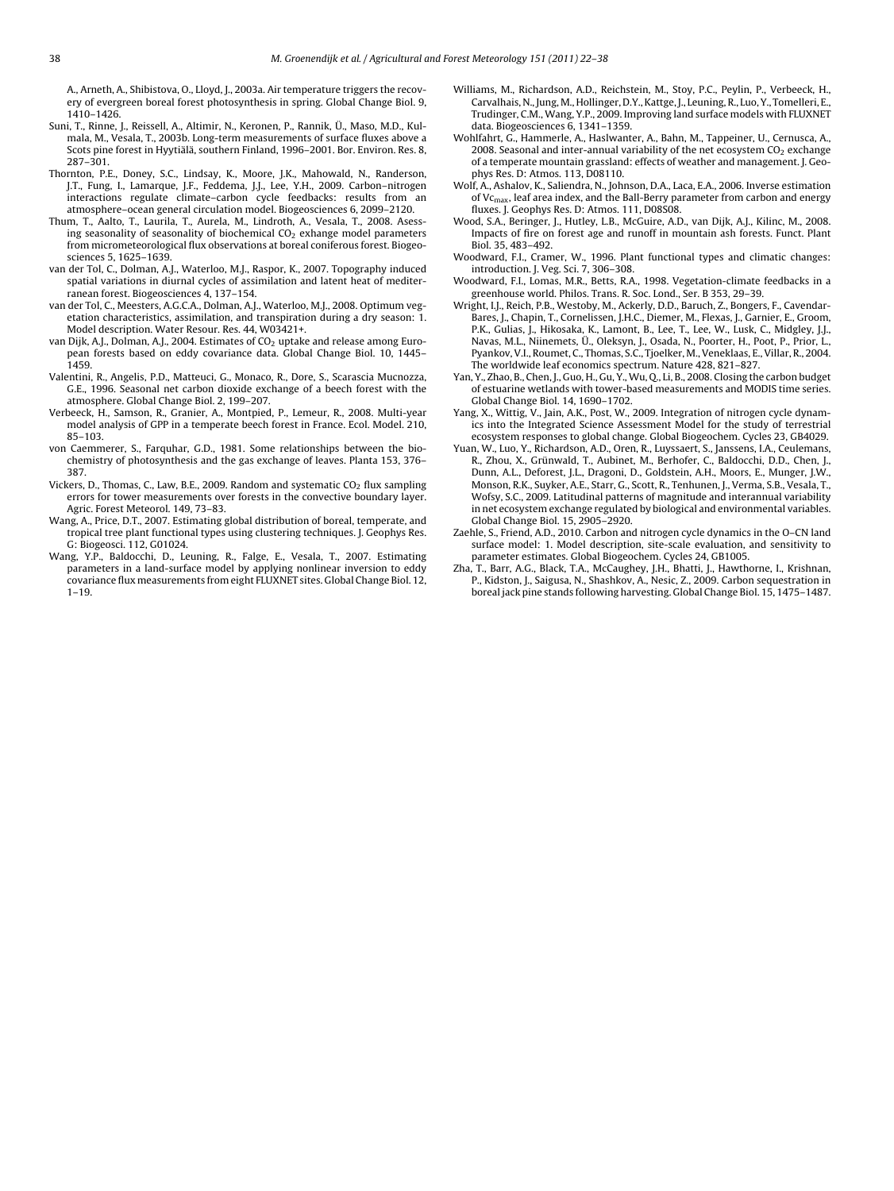A., Arneth, A., Shibistova, O., Lloyd, J., 2003a. Air temperature triggers the recovery of evergreen boreal forest photosynthesis in spring. Global Change Biol. 9, 1410–1426.

Suni, T., Rinne, J., Reissell, A., Altimir, N., Keronen, P., Rannik, Ü., Maso, M.D., Kulmala, M., Vesala, T., 2003b. Long-term measurements of surface fluxes above a Scots pine forest in Hyytiälä, southern Finland, 1996–2001. Bor. Environ. Res. 8, 287–301.

Thornton, P.E., Doney, S.C., Lindsay, K., Moore, J.K., Mahowald, N., Randerson, J.T., Fung, I., Lamarque, J.F., Feddema, J.J., Lee, Y.H., 2009. Carbon–nitrogen interactions regulate climate–carbon cycle feedbacks: results from an atmosphere–ocean general circulation model. Biogeosciences 6, 2099–2120.

Thum, T., Aalto, T., Laurila, T., Aurela, M., Lindroth, A., Vesala, T., 2008. Asessing seasonality of seasonality of biochemical $CO_2$ exhange model parameters from micrometeorological flux observations at boreal coniferous forest. Biogeosciences 5, 1625–1639.

van der Tol, C., Dolman, A.J., Waterloo, M.J., Raspor, K., 2007. Topography induced spatial variations in diurnal cycles of assimilation and latent heat of mediterranean forest. Biogeosciences 4, 137–154.

van der Tol, C., Meesters, A.G.C.A., Dolman, A.J., Waterloo, M.J., 2008. Optimum vegetation characteristics, assimilation, and transpiration during a dry season: 1. Model description. Water Resour. Res. 44, W03421+.

van Dijk, A.J., Dolman, A.J., 2004. Estimates of $CO_2$ uptake and release among European forests based on eddy covariance data. Global Change Biol. 10, 1445–1459.

Valentini, R., Angelis, P.D., Matteuci, G., Monaco, R., Dore, S., Scarascia Mucnozza, G.E., 1996. Seasonal net carbon dioxide exchange of a beech forest with the atmosphere. Global Change Biol. 2, 199–207.

Verbeeck, H., Samson, R., Granier, A., Montpied, P., Lemeur, R., 2008. Multi-year model analysis of GPP in a temperate beech forest in France. Ecol. Model. 210, 85–103.

von Caemmerer, S., Farquhar, G.D., 1981. Some relationships between the biochemistry of photosynthesis and the gas exchange of leaves. Planta 153, 376–387.

Vickers, D., Thomas, C., Law, B.E., 2009. Random and systematic $CO_2$ flux sampling errors for tower measurements over forests in the convective boundary layer. Agric. Forest Meteorol. 149, 73–83.

Wang, A., Price, D.T., 2007. Estimating global distribution of boreal, temperate, and tropical tree plant functional types using clustering techniques. J. Geophys Res. G: Biogeosci. 112, G01024.

Wang, Y.P., Baldocchi, D., Leuning, R., Falge, E., Vesala, T., 2007. Estimating parameters in a land-surface model by applying nonlinear inversion to eddy covariance flux measurements from eight FLUXNET sites. Global Change Biol. 12, 1–19.

Williams, M., Richardson, A.D., Reichstein, M., Stoy, P.C., Peylin, P., Verbeeck, H., Carvalhais, N., Jung, M., Hollinger, D.Y., Kattge, J., Leuning, R., Luo, Y., Tomelleri, E., Trudinger, C.M., Wang, Y.P., 2009. Improving land surface models with FLUXNET data. Biogeosciences 6, 1341–1359.

Wohlfahrt, G., Hammerle, A., Haslwanter, A., Bahn, M., Tappeiner, U., Cernusca, A., 2008. Seasonal and inter-annual variability of the net ecosystem $CO_2$ exchange of a temperate mountain grassland: effects of weather and management. J. Geophys Res. D: Atmos. 113, D08110.

Wolf, A., Ashalov, K., Saliendra, N., Johnson, D.A., Laca, E.A., 2006. Inverse estimation of $Vc_{max}$, leaf area index, and the Ball-Berry parameter from carbon and energy fluxes. J. Geophys Res. D: Atmos. 111, D08S08.

Wood, S.A., Beringer, J., Hutley, L.B., McGuire, A.D., van Dijk, A.J., Kilinc, M., 2008. Impacts of fire on forest age and runoff in mountain ash forests. Funct. Plant Biol. 35, 483–492.

Woodward, F.I., Cramer, W., 1996. Plant functional types and climatic changes: introduction. J. Veg. Sci. 7, 306–308.

Woodward, F.I., Lomas, M.R., Betts, R.A., 1998. Vegetation-climate feedbacks in a greenhouse world. Philos. Trans. R. Soc. Lond., Ser. B 353, 29–39.

Wright, I.J., Reich, P.B., Westoby, M., Ackerly, D.D., Baruch, Z., Bongers, F., Cavendar-Bares, J., Chapin, T., Cornelissen, J.H.C., Diemer, M., Flexas, J., Garnier, E., Groom, P.K., Gulias, J., Hikosaka, K., Lamont, B., Lee, T., Lee, W., Lusk, C., Midgley, J.J., Navas, M.L., Niinemets, Ü., Oleksyn, J., Osada, N., Poorter, H., Poot, P., Prior, L., Pyankov, V.I., Roumet, C., Thomas, S.C., Tjoelker, M., Veneklaas, E., Villar, R., 2004. The worldwide leaf economics spectrum. Nature 428, 821–827.

Yan, Y., Zhao, B., Chen, J., Guo, H., Gu, Y., Wu, Q., Li, B., 2008. Closing the carbon budget of estuarine wetlands with tower-based measurements and MODIS time series. Global Change Biol. 14, 1690–1702.

Yang, X., Wittig, V., Jain, A.K., Post, W., 2009. Integration of nitrogen cycle dynamics into the Integrated Science Assessment Model for the study of terrestrial ecosystem responses to global change. Global Biogeochem. Cycles 23, GB4029.

Yuan, W., Luo, Y., Richardson, A.D., Oren, R., Luyssaert, S., Janssens, I.A., Ceulemans, R., Zhou, X., Grünwald, T., Aubinet, M., Berhofer, C., Baldocchi, D.D., Chen, J., Dunn, A.L., Deforest, J.L., Dragoni, D., Goldstein, A.H., Moors, E., Munger, J.W., Monson, R.K., Suyker, A.E., Starr, G., Scott, R., Tenhunen, J., Verma, S.B., Vesala, T., Wofsy, S.C., 2009. Latitudinal patterns of magnitude and interannual variability in net ecosystem exchange regulated by biological and environmental variables. Global Change Biol. 15, 2905–2920.

Zaehle, S., Friend, A.D., 2010. Carbon and nitrogen cycle dynamics in the O–CN land surface model: 1. Model description, site-scale evaluation, and sensitivity to parameter estimates. Global Biogeochem. Cycles 24, GB1005.

Zha, T., Barr, A.G., Black, T.A., McCaughey, J.H., Bhatti, J., Hawthorne, I., Krishnan, P., Kidston, J., Saigusa, N., Shashkov, A., Nesic, Z., 2009. Carbon sequestration in boreal jack pine stands following harvesting. Global Change Biol. 15, 1475–1487.